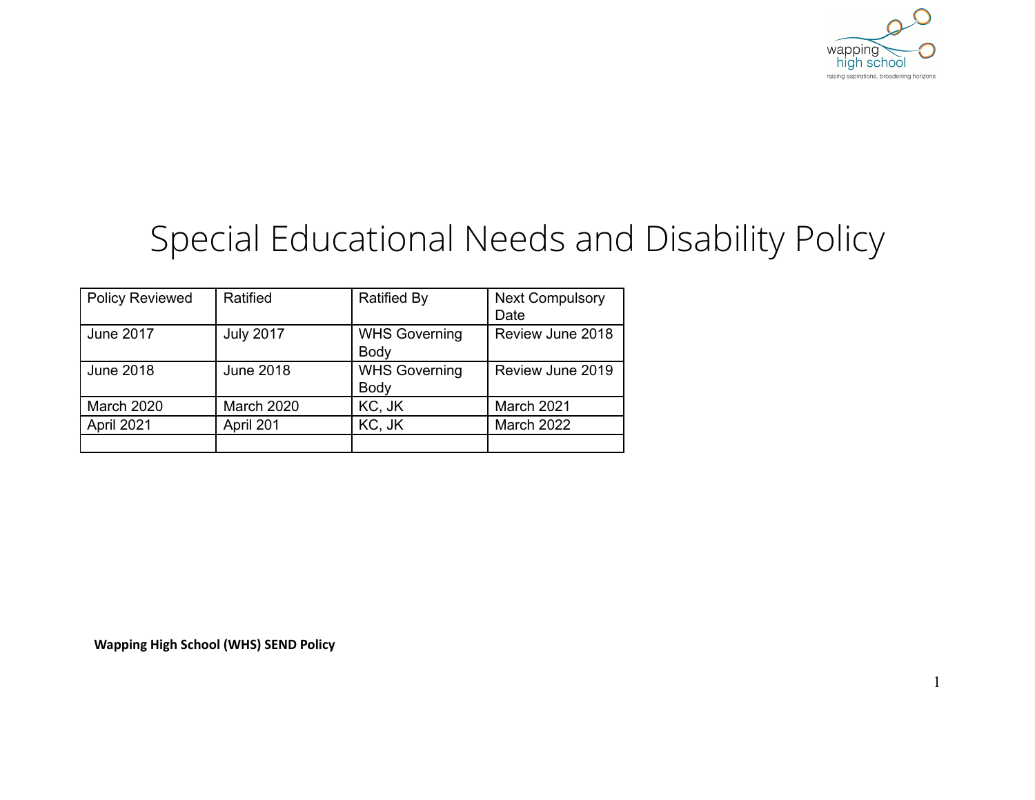# Special Educational Needs and Disability Policy

| Policy Reviewed | Ratified | Ratified By | Next Compulsory Date |
|---|---|---|---|
| June 2017 | July 2017 | WHS Governing Body | Review June 2018 |
| June 2018 | June 2018 | WHS Governing Body | Review June 2019 |
| March 2020 | March 2020 | KC, JK | March 2021 |
| April 2021 | April 201 | KC, JK | March 2022 |
| | | | |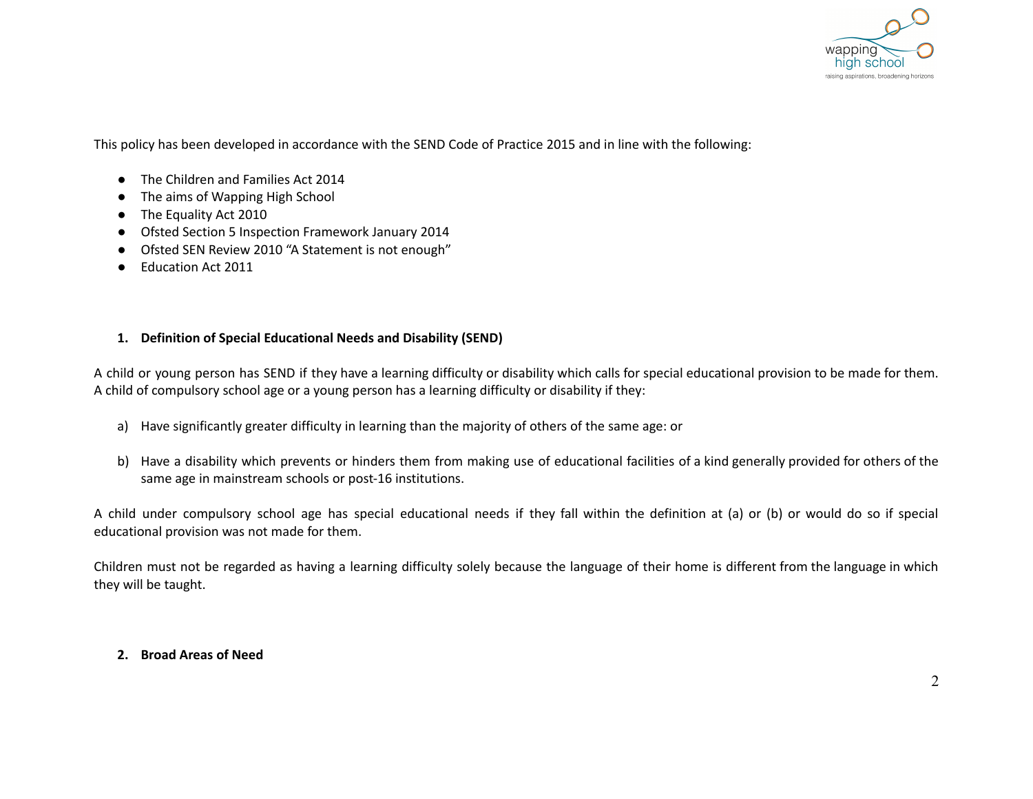This policy has been developed in accordance with the SEND Code of Practice 2015 and in line with the following:

- The Children and Families Act 2014
- The aims of Wapping High School
- The Equality Act 2010
- Ofsted Section 5 Inspection Framework January 2014
- Ofsted SEN Review 2010 "A Statement is not enough"
- Education Act 2011

## 1. Definition of Special Educational Needs and Disability (SEND)

A child or young person has SEND if they have a learning difficulty or disability which calls for special educational provision to be made for them. A child of compulsory school age or a young person has a learning difficulty or disability if they:

a) Have significantly greater difficulty in learning than the majority of others of the same age: or

b) Have a disability which prevents or hinders them from making use of educational facilities of a kind generally provided for others of the same age in mainstream schools or post-16 institutions.

A child under compulsory school age has special educational needs if they fall within the definition at (a) or (b) or would do so if special educational provision was not made for them.

Children must not be regarded as having a learning difficulty solely because the language of their home is different from the language in which they will be taught.

## 2. Broad Areas of Need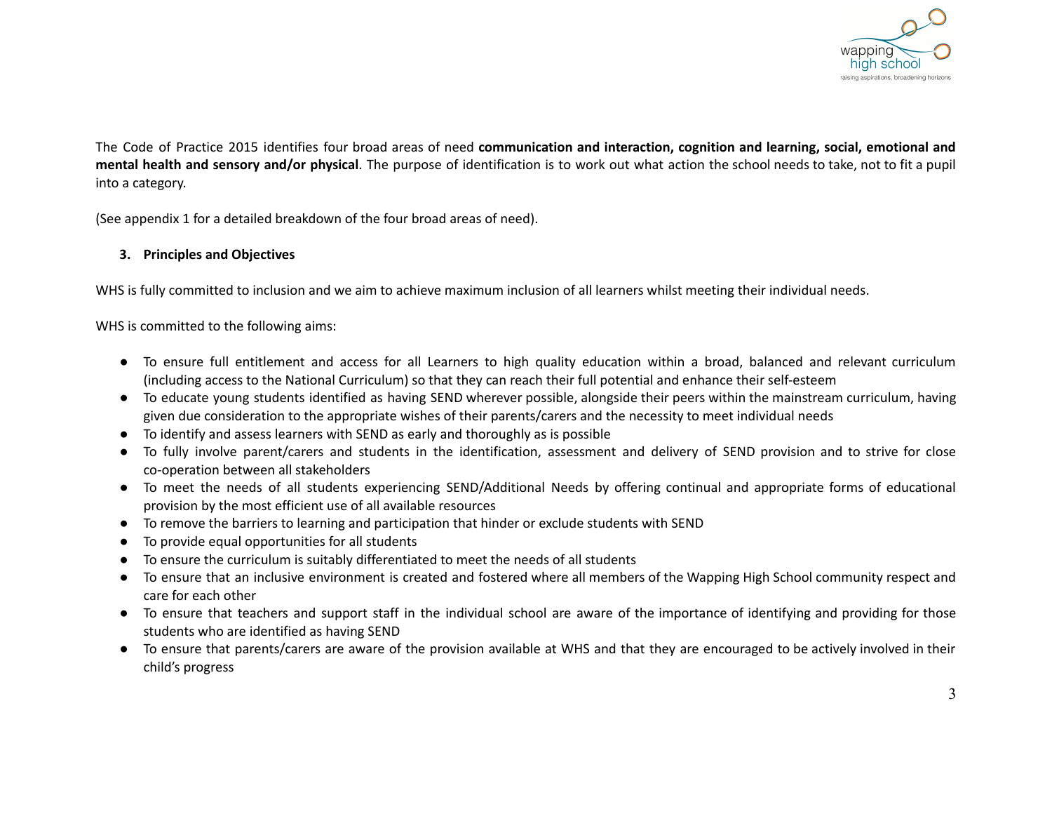The Code of Practice 2015 identifies four broad areas of need **communication and interaction, cognition and learning, social, emotional and mental health and sensory and/or physical**. The purpose of identification is to work out what action the school needs to take, not to fit a pupil into a category.

(See appendix 1 for a detailed breakdown of the four broad areas of need).

### 3. Principles and Objectives

WHS is fully committed to inclusion and we aim to achieve maximum inclusion of all learners whilst meeting their individual needs.

WHS is committed to the following aims:

- To ensure full entitlement and access for all Learners to high quality education within a broad, balanced and relevant curriculum (including access to the National Curriculum) so that they can reach their full potential and enhance their self-esteem
- To educate young students identified as having SEND wherever possible, alongside their peers within the mainstream curriculum, having given due consideration to the appropriate wishes of their parents/carers and the necessity to meet individual needs
- To identify and assess learners with SEND as early and thoroughly as is possible
- To fully involve parent/carers and students in the identification, assessment and delivery of SEND provision and to strive for close co-operation between all stakeholders
- To meet the needs of all students experiencing SEND/Additional Needs by offering continual and appropriate forms of educational provision by the most efficient use of all available resources
- To remove the barriers to learning and participation that hinder or exclude students with SEND
- To provide equal opportunities for all students
- To ensure the curriculum is suitably differentiated to meet the needs of all students
- To ensure that an inclusive environment is created and fostered where all members of the Wapping High School community respect and care for each other
- To ensure that teachers and support staff in the individual school are aware of the importance of identifying and providing for those students who are identified as having SEND
- To ensure that parents/carers are aware of the provision available at WHS and that they are encouraged to be actively involved in their child's progress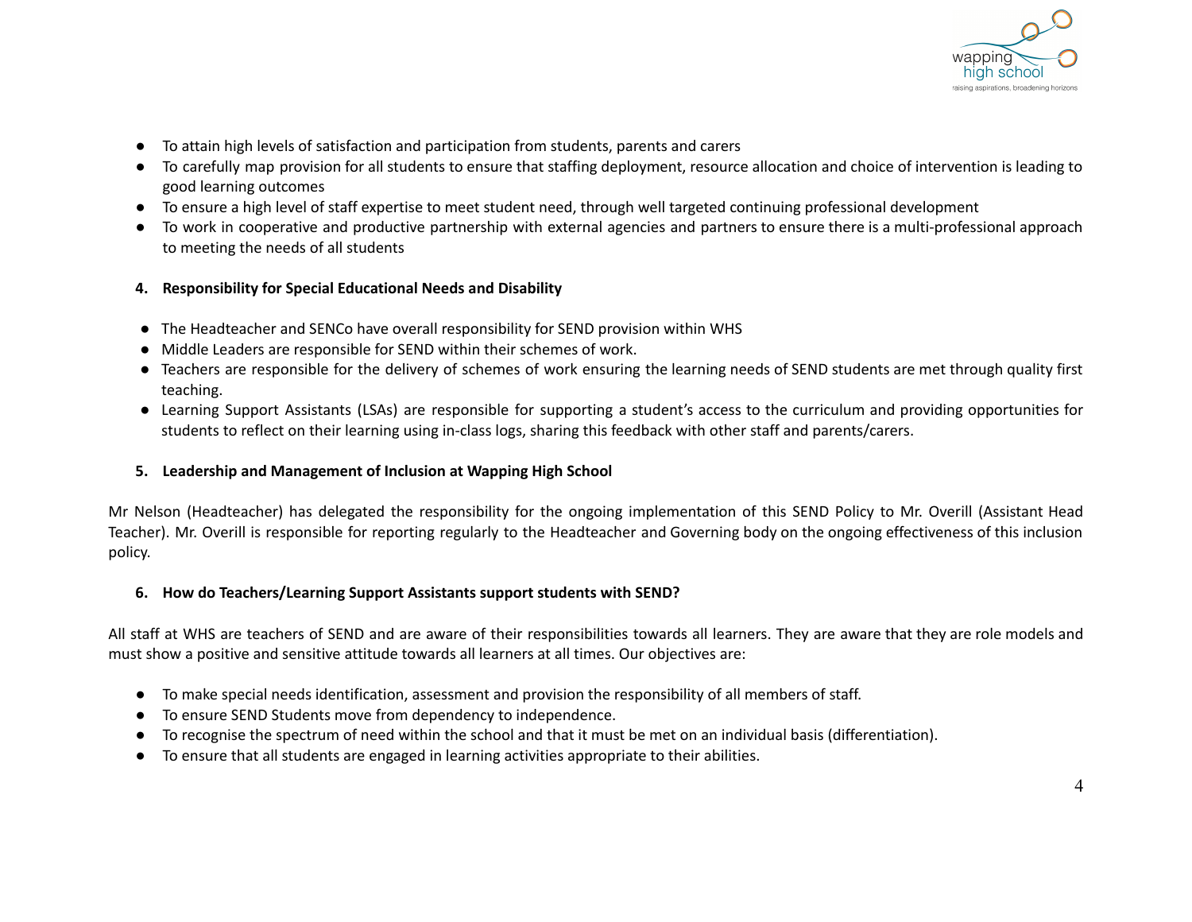- To attain high levels of satisfaction and participation from students, parents and carers
- To carefully map provision for all students to ensure that staffing deployment, resource allocation and choice of intervention is leading to good learning outcomes
- To ensure a high level of staff expertise to meet student need, through well targeted continuing professional development
- To work in cooperative and productive partnership with external agencies and partners to ensure there is a multi-professional approach to meeting the needs of all students

**4. Responsibility for Special Educational Needs and Disability**

- The Headteacher and SENCo have overall responsibility for SEND provision within WHS
- Middle Leaders are responsible for SEND within their schemes of work.
- Teachers are responsible for the delivery of schemes of work ensuring the learning needs of SEND students are met through quality first teaching.
- Learning Support Assistants (LSAs) are responsible for supporting a student's access to the curriculum and providing opportunities for students to reflect on their learning using in-class logs, sharing this feedback with other staff and parents/carers.

**5. Leadership and Management of Inclusion at Wapping High School**

Mr Nelson (Headteacher) has delegated the responsibility for the ongoing implementation of this SEND Policy to Mr. Overill (Assistant Head Teacher). Mr. Overill is responsible for reporting regularly to the Headteacher and Governing body on the ongoing effectiveness of this inclusion policy.

**6. How do Teachers/Learning Support Assistants support students with SEND?**

All staff at WHS are teachers of SEND and are aware of their responsibilities towards all learners. They are aware that they are role models and must show a positive and sensitive attitude towards all learners at all times. Our objectives are:

- To make special needs identification, assessment and provision the responsibility of all members of staff.
- To ensure SEND Students move from dependency to independence.
- To recognise the spectrum of need within the school and that it must be met on an individual basis (differentiation).
- To ensure that all students are engaged in learning activities appropriate to their abilities.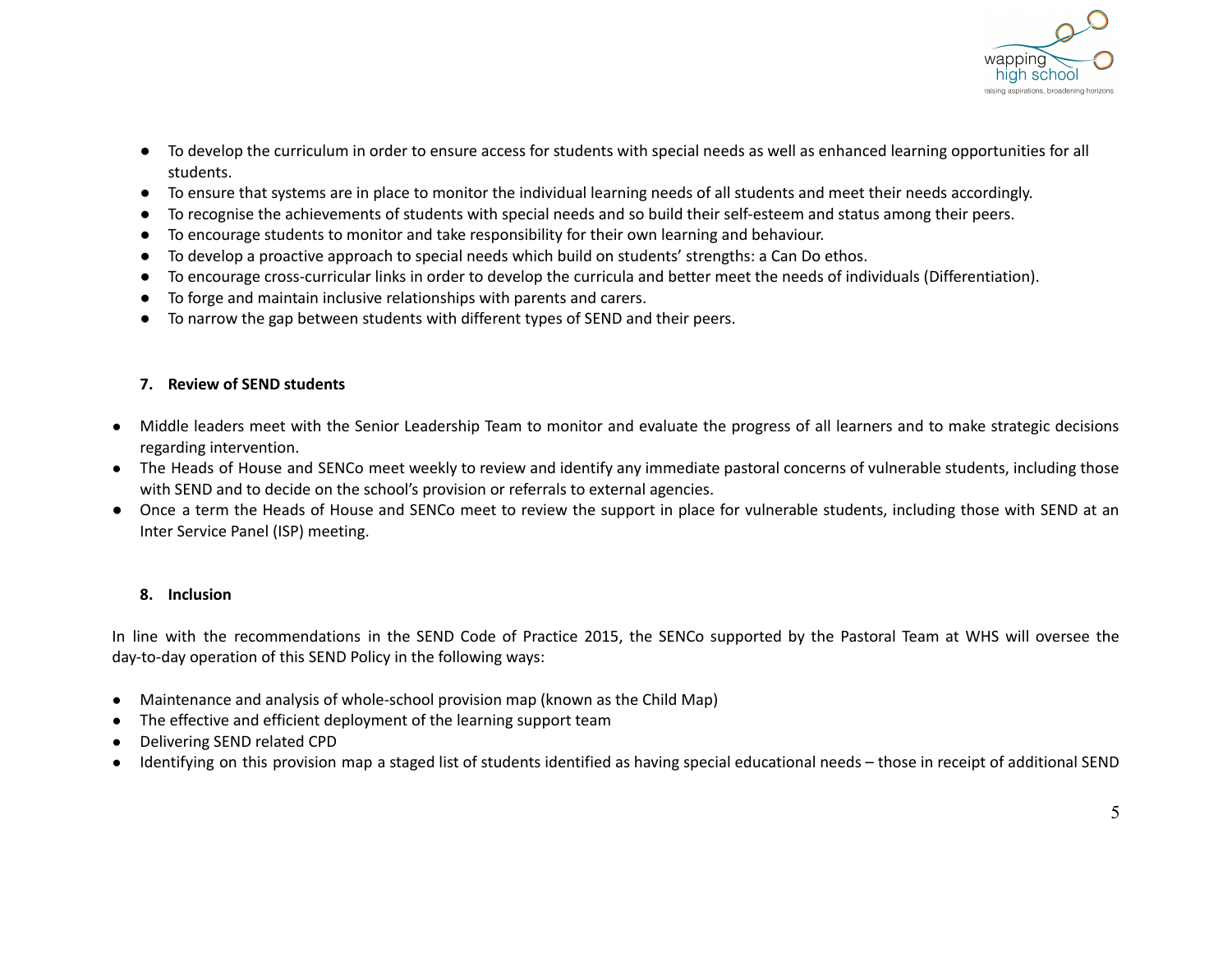- To develop the curriculum in order to ensure access for students with special needs as well as enhanced learning opportunities for all students.
- To ensure that systems are in place to monitor the individual learning needs of all students and meet their needs accordingly.
- To recognise the achievements of students with special needs and so build their self-esteem and status among their peers.
- To encourage students to monitor and take responsibility for their own learning and behaviour.
- To develop a proactive approach to special needs which build on students' strengths: a Can Do ethos.
- To encourage cross-curricular links in order to develop the curricula and better meet the needs of individuals (Differentiation).
- To forge and maintain inclusive relationships with parents and carers.
- To narrow the gap between students with different types of SEND and their peers.

## 7. Review of SEND students

- Middle leaders meet with the Senior Leadership Team to monitor and evaluate the progress of all learners and to make strategic decisions regarding intervention.
- The Heads of House and SENCo meet weekly to review and identify any immediate pastoral concerns of vulnerable students, including those with SEND and to decide on the school's provision or referrals to external agencies.
- Once a term the Heads of House and SENCo meet to review the support in place for vulnerable students, including those with SEND at an Inter Service Panel (ISP) meeting.

## 8. Inclusion

In line with the recommendations in the SEND Code of Practice 2015, the SENCo supported by the Pastoral Team at WHS will oversee the day-to-day operation of this SEND Policy in the following ways:

- Maintenance and analysis of whole-school provision map (known as the Child Map)
- The effective and efficient deployment of the learning support team
- Delivering SEND related CPD
- Identifying on this provision map a staged list of students identified as having special educational needs – those in receipt of additional SEND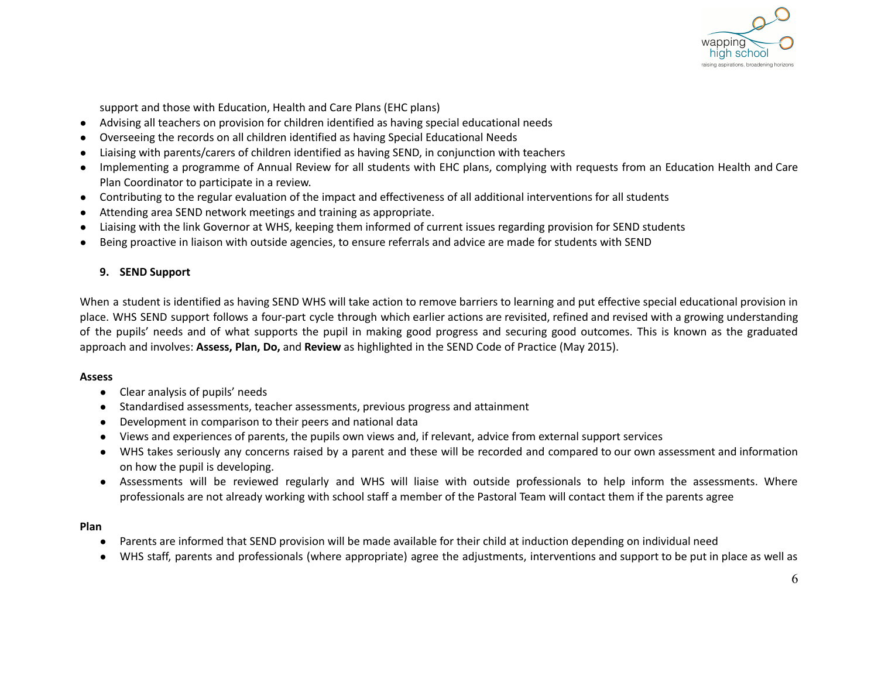support and those with Education, Health and Care Plans (EHC plans)

- Advising all teachers on provision for children identified as having special educational needs
- Overseeing the records on all children identified as having Special Educational Needs
- Liaising with parents/carers of children identified as having SEND, in conjunction with teachers
- Implementing a programme of Annual Review for all students with EHC plans, complying with requests from an Education Health and Care Plan Coordinator to participate in a review.
- Contributing to the regular evaluation of the impact and effectiveness of all additional interventions for all students
- Attending area SEND network meetings and training as appropriate.
- Liaising with the link Governor at WHS, keeping them informed of current issues regarding provision for SEND students
- Being proactive in liaison with outside agencies, to ensure referrals and advice are made for students with SEND

## 9. SEND Support

When a student is identified as having SEND WHS will take action to remove barriers to learning and put effective special educational provision in place. WHS SEND support follows a four-part cycle through which earlier actions are revisited, refined and revised with a growing understanding of the pupils' needs and of what supports the pupil in making good progress and securing good outcomes. This is known as the graduated approach and involves: **Assess, Plan, Do,** and **Review** as highlighted in the SEND Code of Practice (May 2015).

**Assess**

- Clear analysis of pupils' needs
- Standardised assessments, teacher assessments, previous progress and attainment
- Development in comparison to their peers and national data
- Views and experiences of parents, the pupils own views and, if relevant, advice from external support services
- WHS takes seriously any concerns raised by a parent and these will be recorded and compared to our own assessment and information on how the pupil is developing.
- Assessments will be reviewed regularly and WHS will liaise with outside professionals to help inform the assessments. Where professionals are not already working with school staff a member of the Pastoral Team will contact them if the parents agree

**Plan**

- Parents are informed that SEND provision will be made available for their child at induction depending on individual need
- WHS staff, parents and professionals (where appropriate) agree the adjustments, interventions and support to be put in place as well as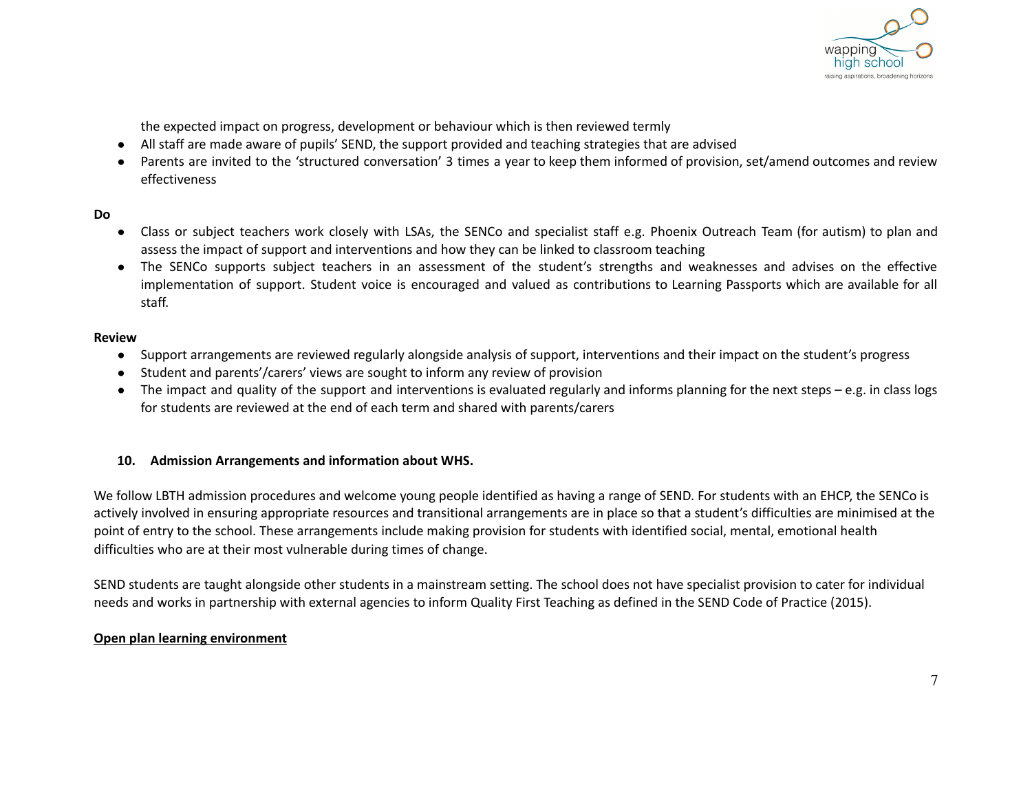the expected impact on progress, development or behaviour which is then reviewed termly

- All staff are made aware of pupils' SEND, the support provided and teaching strategies that are advised
- Parents are invited to the 'structured conversation' 3 times a year to keep them informed of provision, set/amend outcomes and review effectiveness

**Do**

- Class or subject teachers work closely with LSAs, the SENCo and specialist staff e.g. Phoenix Outreach Team (for autism) to plan and assess the impact of support and interventions and how they can be linked to classroom teaching
- The SENCo supports subject teachers in an assessment of the student's strengths and weaknesses and advises on the effective implementation of support. Student voice is encouraged and valued as contributions to Learning Passports which are available for all staff.

**Review**

- Support arrangements are reviewed regularly alongside analysis of support, interventions and their impact on the student's progress
- Student and parents'/carers' views are sought to inform any review of provision
- The impact and quality of the support and interventions is evaluated regularly and informs planning for the next steps – e.g. in class logs for students are reviewed at the end of each term and shared with parents/carers

## 10. Admission Arrangements and information about WHS.

We follow LBTH admission procedures and welcome young people identified as having a range of SEND. For students with an EHCP, the SENCo is actively involved in ensuring appropriate resources and transitional arrangements are in place so that a student's difficulties are minimised at the point of entry to the school. These arrangements include making provision for students with identified social, mental, emotional health difficulties who are at their most vulnerable during times of change.

SEND students are taught alongside other students in a mainstream setting. The school does not have specialist provision to cater for individual needs and works in partnership with external agencies to inform Quality First Teaching as defined in the SEND Code of Practice (2015).

**Open plan learning environment**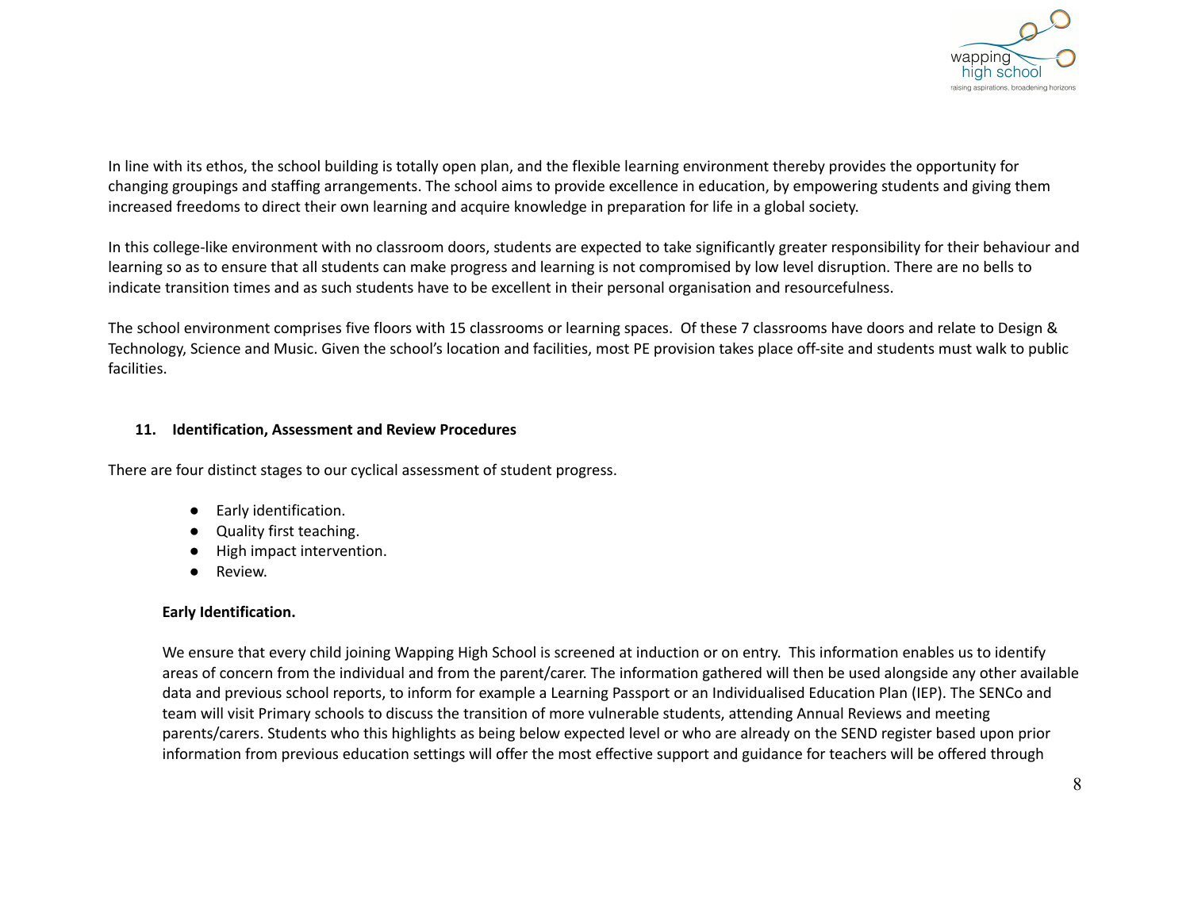In line with its ethos, the school building is totally open plan, and the flexible learning environment thereby provides the opportunity for changing groupings and staffing arrangements. The school aims to provide excellence in education, by empowering students and giving them increased freedoms to direct their own learning and acquire knowledge in preparation for life in a global society.

In this college-like environment with no classroom doors, students are expected to take significantly greater responsibility for their behaviour and learning so as to ensure that all students can make progress and learning is not compromised by low level disruption. There are no bells to indicate transition times and as such students have to be excellent in their personal organisation and resourcefulness.

The school environment comprises five floors with 15 classrooms or learning spaces. Of these 7 classrooms have doors and relate to Design & Technology, Science and Music. Given the school's location and facilities, most PE provision takes place off-site and students must walk to public facilities.

## 11. Identification, Assessment and Review Procedures

There are four distinct stages to our cyclical assessment of student progress.

- Early identification.
- Quality first teaching.
- High impact intervention.
- Review.

**Early Identification.**

We ensure that every child joining Wapping High School is screened at induction or on entry. This information enables us to identify areas of concern from the individual and from the parent/carer. The information gathered will then be used alongside any other available data and previous school reports, to inform for example a Learning Passport or an Individualised Education Plan (IEP). The SENCo and team will visit Primary schools to discuss the transition of more vulnerable students, attending Annual Reviews and meeting parents/carers. Students who this highlights as being below expected level or who are already on the SEND register based upon prior information from previous education settings will offer the most effective support and guidance for teachers will be offered through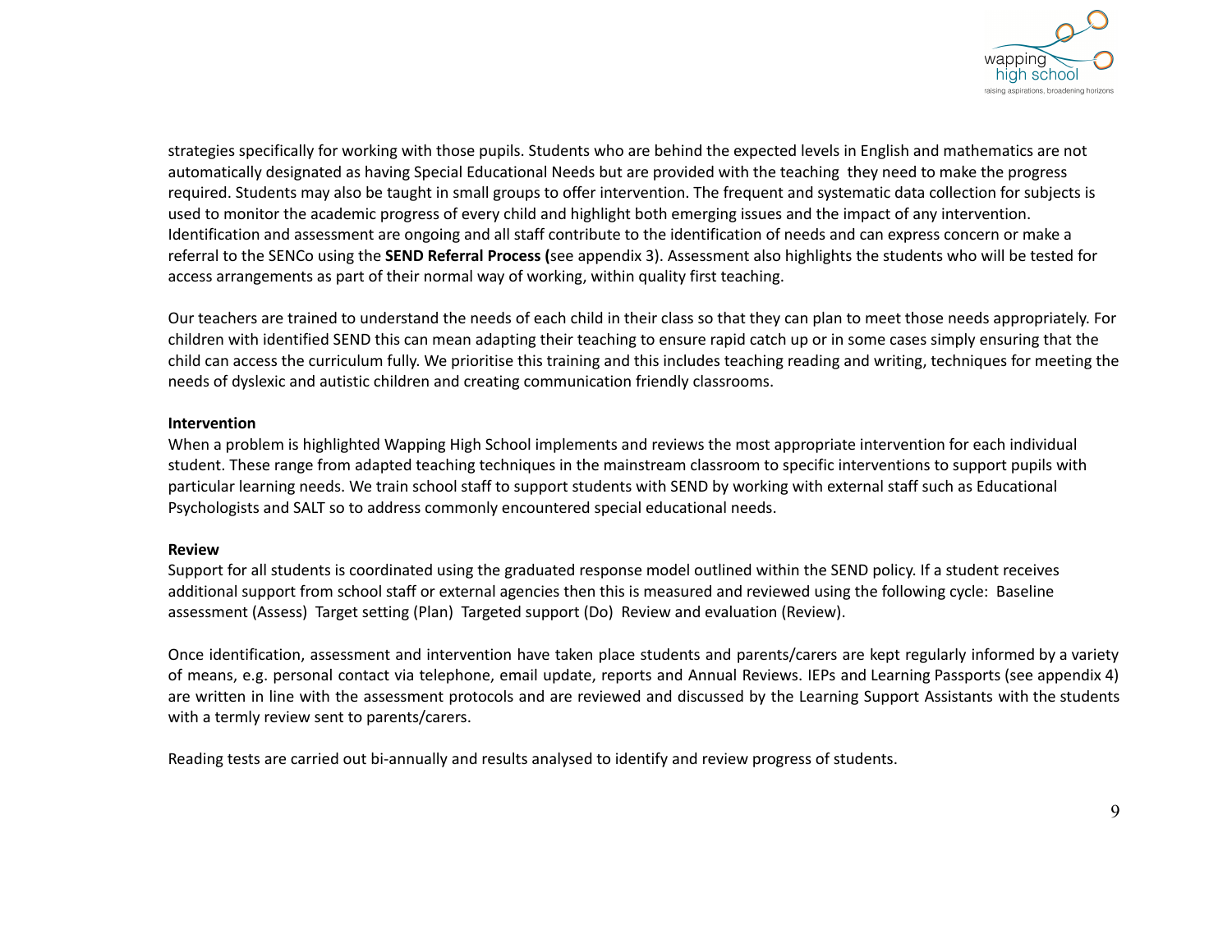strategies specifically for working with those pupils. Students who are behind the expected levels in English and mathematics are not automatically designated as having Special Educational Needs but are provided with the teaching they need to make the progress required. Students may also be taught in small groups to offer intervention. The frequent and systematic data collection for subjects is used to monitor the academic progress of every child and highlight both emerging issues and the impact of any intervention. Identification and assessment are ongoing and all staff contribute to the identification of needs and can express concern or make a referral to the SENCo using the **SEND Referral Process (**see appendix 3). Assessment also highlights the students who will be tested for access arrangements as part of their normal way of working, within quality first teaching.

Our teachers are trained to understand the needs of each child in their class so that they can plan to meet those needs appropriately. For children with identified SEND this can mean adapting their teaching to ensure rapid catch up or in some cases simply ensuring that the child can access the curriculum fully. We prioritise this training and this includes teaching reading and writing, techniques for meeting the needs of dyslexic and autistic children and creating communication friendly classrooms.

**Intervention**

When a problem is highlighted Wapping High School implements and reviews the most appropriate intervention for each individual student. These range from adapted teaching techniques in the mainstream classroom to specific interventions to support pupils with particular learning needs. We train school staff to support students with SEND by working with external staff such as Educational Psychologists and SALT so to address commonly encountered special educational needs.

**Review**

Support for all students is coordinated using the graduated response model outlined within the SEND policy. If a student receives additional support from school staff or external agencies then this is measured and reviewed using the following cycle: Baseline assessment (Assess) Target setting (Plan) Targeted support (Do) Review and evaluation (Review).

Once identification, assessment and intervention have taken place students and parents/carers are kept regularly informed by a variety of means, e.g. personal contact via telephone, email update, reports and Annual Reviews. IEPs and Learning Passports (see appendix 4) are written in line with the assessment protocols and are reviewed and discussed by the Learning Support Assistants with the students with a termly review sent to parents/carers.

Reading tests are carried out bi-annually and results analysed to identify and review progress of students.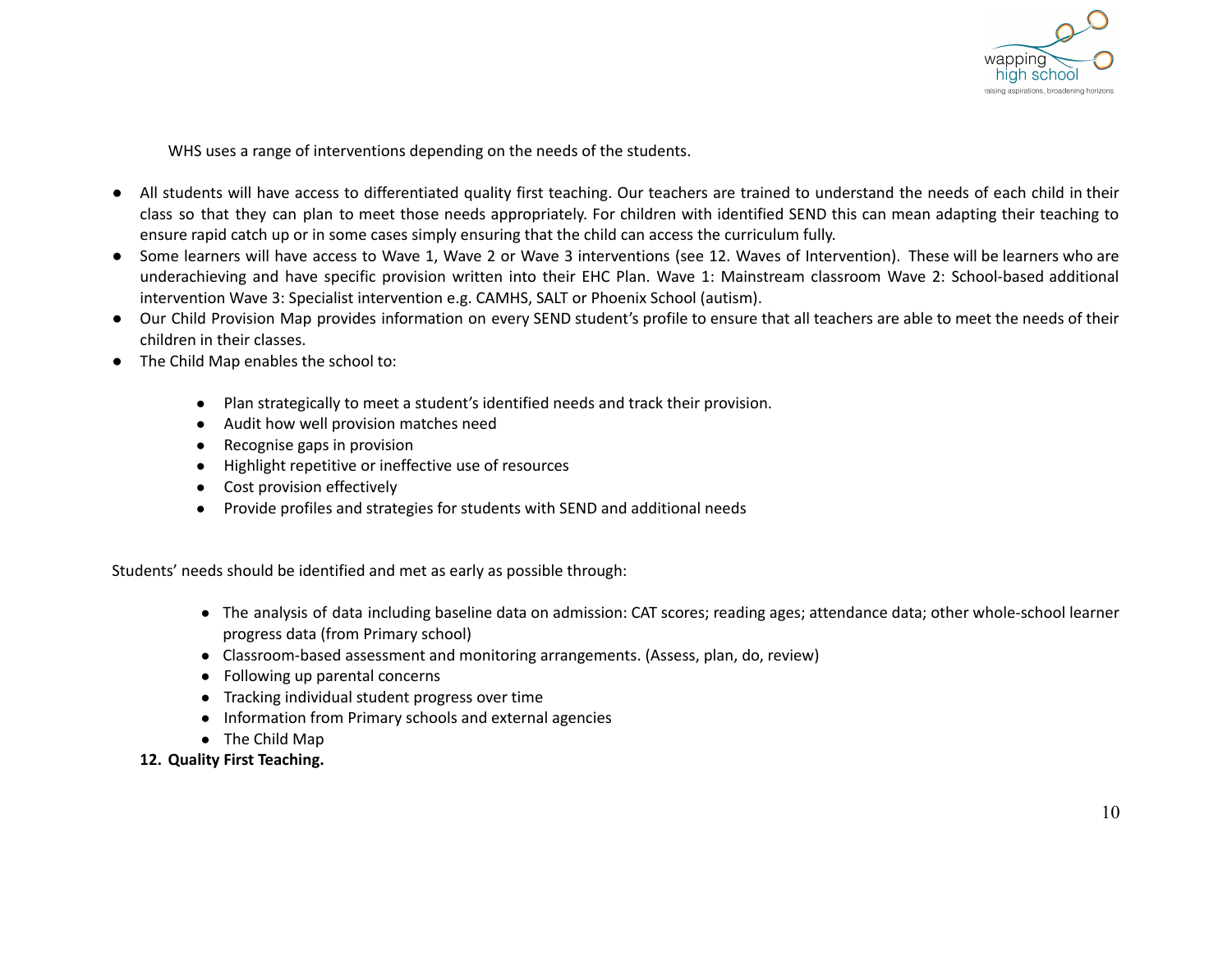WHS uses a range of interventions depending on the needs of the students.

- All students will have access to differentiated quality first teaching. Our teachers are trained to understand the needs of each child in their class so that they can plan to meet those needs appropriately. For children with identified SEND this can mean adapting their teaching to ensure rapid catch up or in some cases simply ensuring that the child can access the curriculum fully.
- Some learners will have access to Wave 1, Wave 2 or Wave 3 interventions (see 12. Waves of Intervention). These will be learners who are underachieving and have specific provision written into their EHC Plan. Wave 1: Mainstream classroom Wave 2: School-based additional intervention Wave 3: Specialist intervention e.g. CAMHS, SALT or Phoenix School (autism).
- Our Child Provision Map provides information on every SEND student's profile to ensure that all teachers are able to meet the needs of their children in their classes.
- The Child Map enables the school to:
    - Plan strategically to meet a student's identified needs and track their provision.
    - Audit how well provision matches need
    - Recognise gaps in provision
    - Highlight repetitive or ineffective use of resources
    - Cost provision effectively
    - Provide profiles and strategies for students with SEND and additional needs

Students' needs should be identified and met as early as possible through:

- The analysis of data including baseline data on admission: CAT scores; reading ages; attendance data; other whole-school learner progress data (from Primary school)
- Classroom-based assessment and monitoring arrangements. (Assess, plan, do, review)
- Following up parental concerns
- Tracking individual student progress over time
- Information from Primary schools and external agencies
- The Child Map

**12. Quality First Teaching.**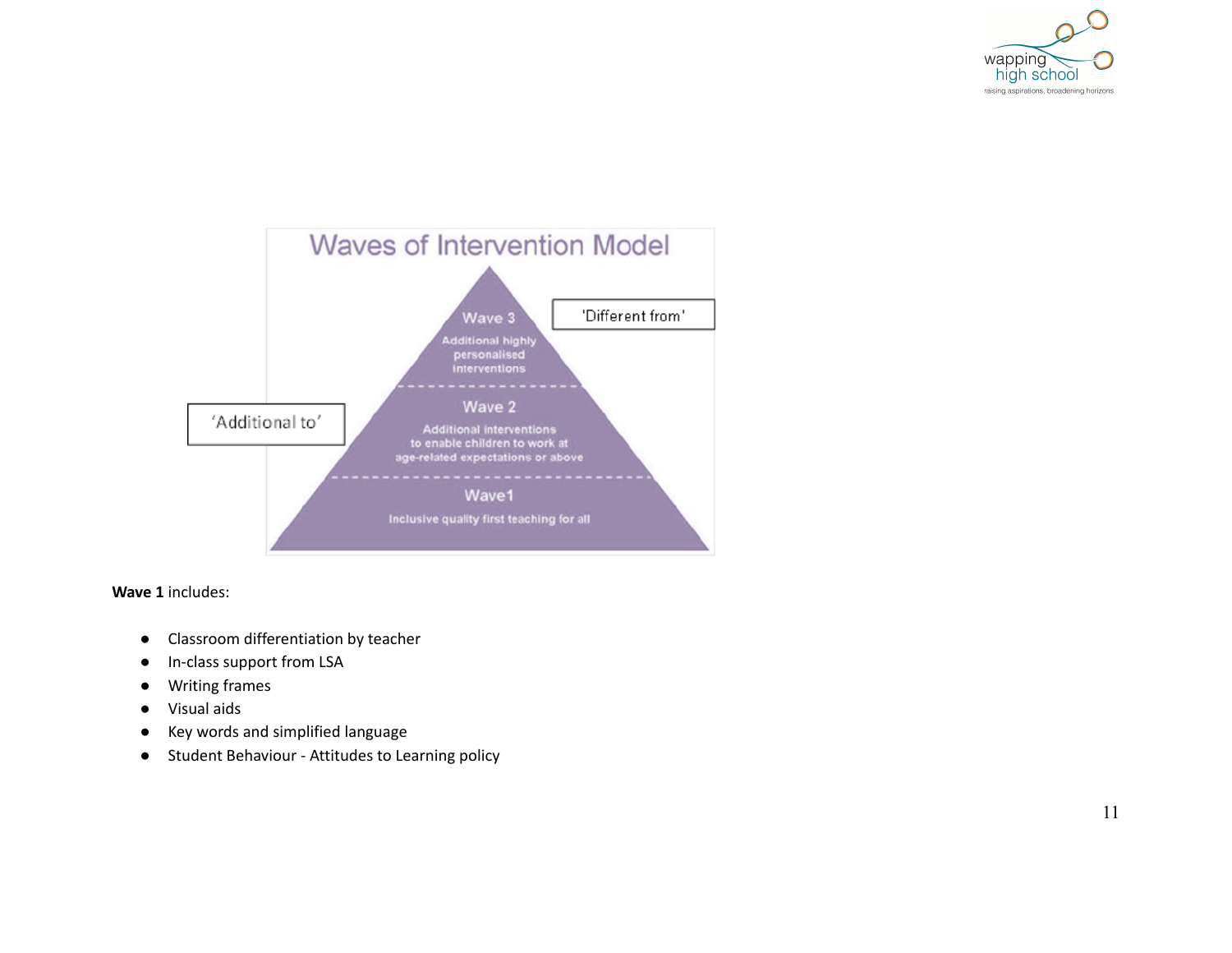## Waves of Intervention Model

**Wave 3** – Additional highly personalised interventions ('Different from')

**Wave 2** – Additional interventions to enable children to work at age-related expectations or above ('Additional to')

**Wave 1** – Inclusive quality first teaching for all

**Wave 1** includes:

- Classroom differentiation by teacher
- In-class support from LSA
- Writing frames
- Visual aids
- Key words and simplified language
- Student Behaviour - Attitudes to Learning policy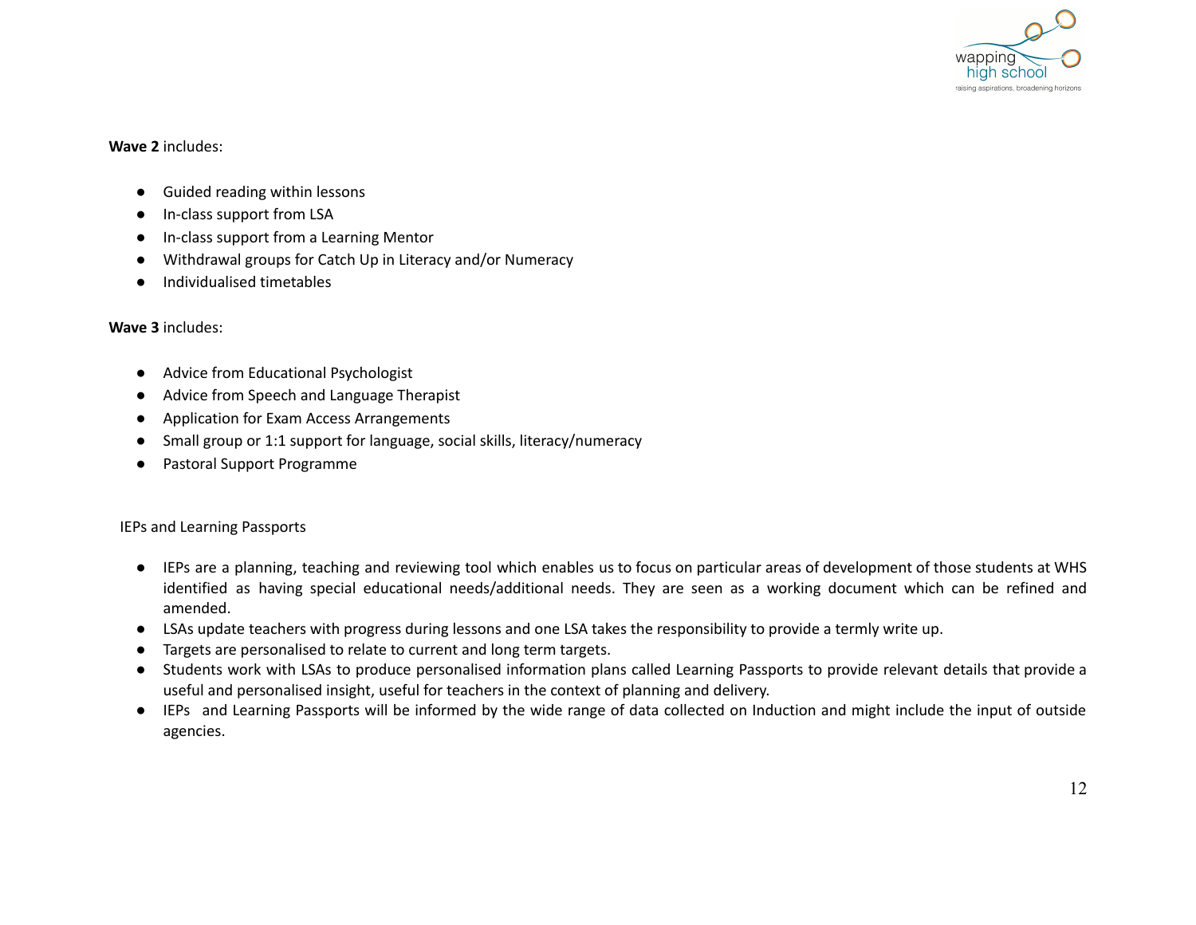**Wave 2** includes:

- Guided reading within lessons
- In-class support from LSA
- In-class support from a Learning Mentor
- Withdrawal groups for Catch Up in Literacy and/or Numeracy
- Individualised timetables

**Wave 3** includes:

- Advice from Educational Psychologist
- Advice from Speech and Language Therapist
- Application for Exam Access Arrangements
- Small group or 1:1 support for language, social skills, literacy/numeracy
- Pastoral Support Programme

IEPs and Learning Passports

- IEPs are a planning, teaching and reviewing tool which enables us to focus on particular areas of development of those students at WHS identified as having special educational needs/additional needs. They are seen as a working document which can be refined and amended.
- LSAs update teachers with progress during lessons and one LSA takes the responsibility to provide a termly write up.
- Targets are personalised to relate to current and long term targets.
- Students work with LSAs to produce personalised information plans called Learning Passports to provide relevant details that provide a useful and personalised insight, useful for teachers in the context of planning and delivery.
- IEPs and Learning Passports will be informed by the wide range of data collected on Induction and might include the input of outside agencies.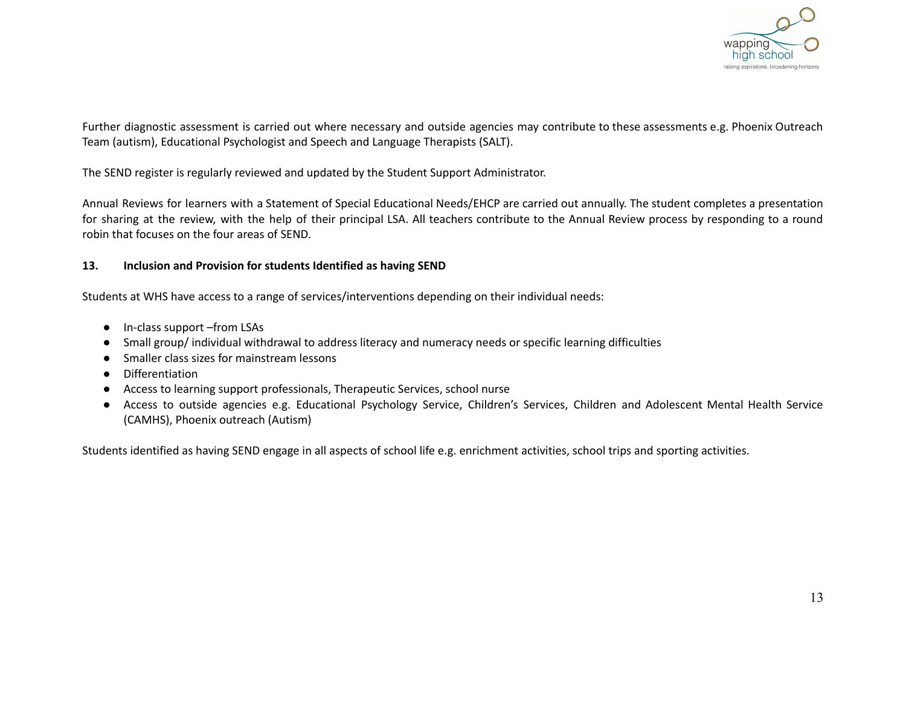Further diagnostic assessment is carried out where necessary and outside agencies may contribute to these assessments e.g. Phoenix Outreach Team (autism), Educational Psychologist and Speech and Language Therapists (SALT).

The SEND register is regularly reviewed and updated by the Student Support Administrator.

Annual Reviews for learners with a Statement of Special Educational Needs/EHCP are carried out annually. The student completes a presentation for sharing at the review, with the help of their principal LSA. All teachers contribute to the Annual Review process by responding to a round robin that focuses on the four areas of SEND.

## 13. Inclusion and Provision for students Identified as having SEND

Students at WHS have access to a range of services/interventions depending on their individual needs:

- In-class support –from LSAs
- Small group/ individual withdrawal to address literacy and numeracy needs or specific learning difficulties
- Smaller class sizes for mainstream lessons
- Differentiation
- Access to learning support professionals, Therapeutic Services, school nurse
- Access to outside agencies e.g. Educational Psychology Service, Children's Services, Children and Adolescent Mental Health Service (CAMHS), Phoenix outreach (Autism)

Students identified as having SEND engage in all aspects of school life e.g. enrichment activities, school trips and sporting activities.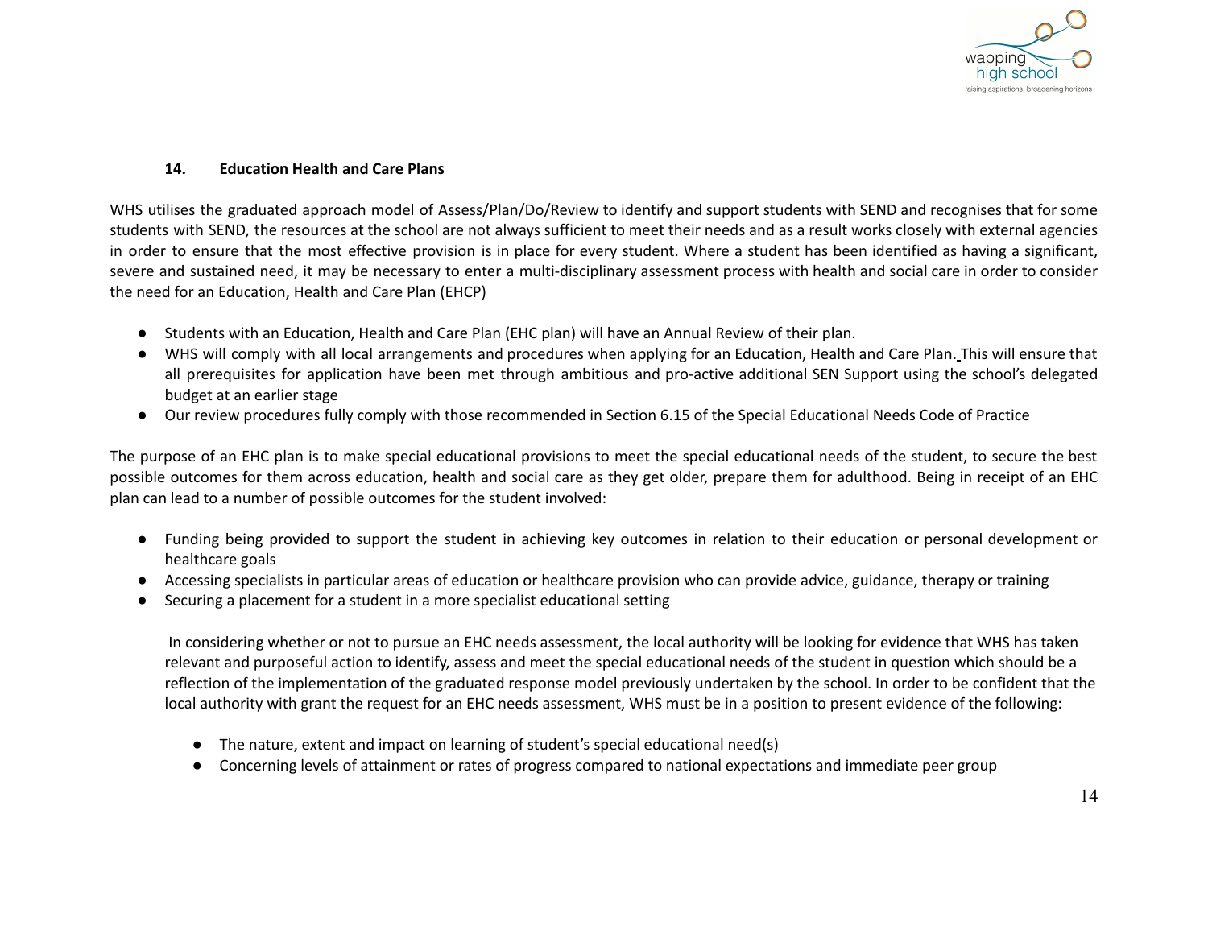## 14. Education Health and Care Plans

WHS utilises the graduated approach model of Assess/Plan/Do/Review to identify and support students with SEND and recognises that for some students with SEND, the resources at the school are not always sufficient to meet their needs and as a result works closely with external agencies in order to ensure that the most effective provision is in place for every student. Where a student has been identified as having a significant, severe and sustained need, it may be necessary to enter a multi-disciplinary assessment process with health and social care in order to consider the need for an Education, Health and Care Plan (EHCP)

- Students with an Education, Health and Care Plan (EHC plan) will have an Annual Review of their plan.
- WHS will comply with all local arrangements and procedures when applying for an Education, Health and Care Plan. This will ensure that all prerequisites for application have been met through ambitious and pro-active additional SEN Support using the school's delegated budget at an earlier stage
- Our review procedures fully comply with those recommended in Section 6.15 of the Special Educational Needs Code of Practice

The purpose of an EHC plan is to make special educational provisions to meet the special educational needs of the student, to secure the best possible outcomes for them across education, health and social care as they get older, prepare them for adulthood. Being in receipt of an EHC plan can lead to a number of possible outcomes for the student involved:

- Funding being provided to support the student in achieving key outcomes in relation to their education or personal development or healthcare goals
- Accessing specialists in particular areas of education or healthcare provision who can provide advice, guidance, therapy or training
- Securing a placement for a student in a more specialist educational setting

In considering whether or not to pursue an EHC needs assessment, the local authority will be looking for evidence that WHS has taken relevant and purposeful action to identify, assess and meet the special educational needs of the student in question which should be a reflection of the implementation of the graduated response model previously undertaken by the school. In order to be confident that the local authority with grant the request for an EHC needs assessment, WHS must be in a position to present evidence of the following:

- The nature, extent and impact on learning of student's special educational need(s)
- Concerning levels of attainment or rates of progress compared to national expectations and immediate peer group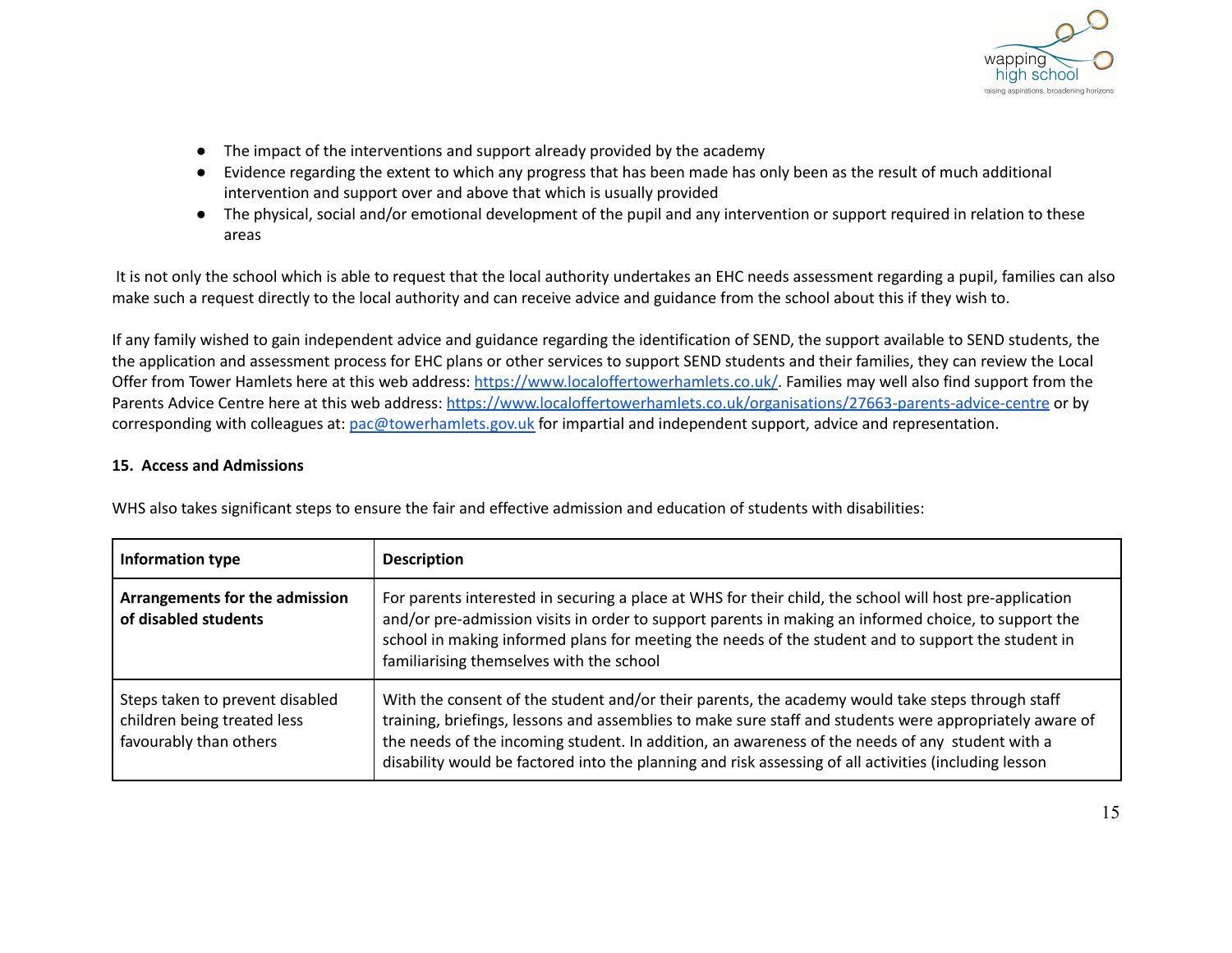- The impact of the interventions and support already provided by the academy
- Evidence regarding the extent to which any progress that has been made has only been as the result of much additional intervention and support over and above that which is usually provided
- The physical, social and/or emotional development of the pupil and any intervention or support required in relation to these areas

It is not only the school which is able to request that the local authority undertakes an EHC needs assessment regarding a pupil, families can also make such a request directly to the local authority and can receive advice and guidance from the school about this if they wish to.

If any family wished to gain independent advice and guidance regarding the identification of SEND, the support available to SEND students, the the application and assessment process for EHC plans or other services to support SEND students and their families, they can review the Local Offer from Tower Hamlets here at this web address: https://www.localoffertowerhamlets.co.uk/. Families may well also find support from the Parents Advice Centre here at this web address: https://www.localoffertowerhamlets.co.uk/organisations/27663-parents-advice-centre or by corresponding with colleagues at: pac@towerhamlets.gov.uk for impartial and independent support, advice and representation.

**15. Access and Admissions**

WHS also takes significant steps to ensure the fair and effective admission and education of students with disabilities:

| **Information type** | **Description** |
|---|---|
| **Arrangements for the admission of disabled students** | For parents interested in securing a place at WHS for their child, the school will host pre-application and/or pre-admission visits in order to support parents in making an informed choice, to support the school in making informed plans for meeting the needs of the student and to support the student in familiarising themselves with the school |
| Steps taken to prevent disabled children being treated less favourably than others | With the consent of the student and/or their parents, the academy would take steps through staff training, briefings, lessons and assemblies to make sure staff and students were appropriately aware of the needs of the incoming student. In addition, an awareness of the needs of any student with a disability would be factored into the planning and risk assessing of all activities (including lesson |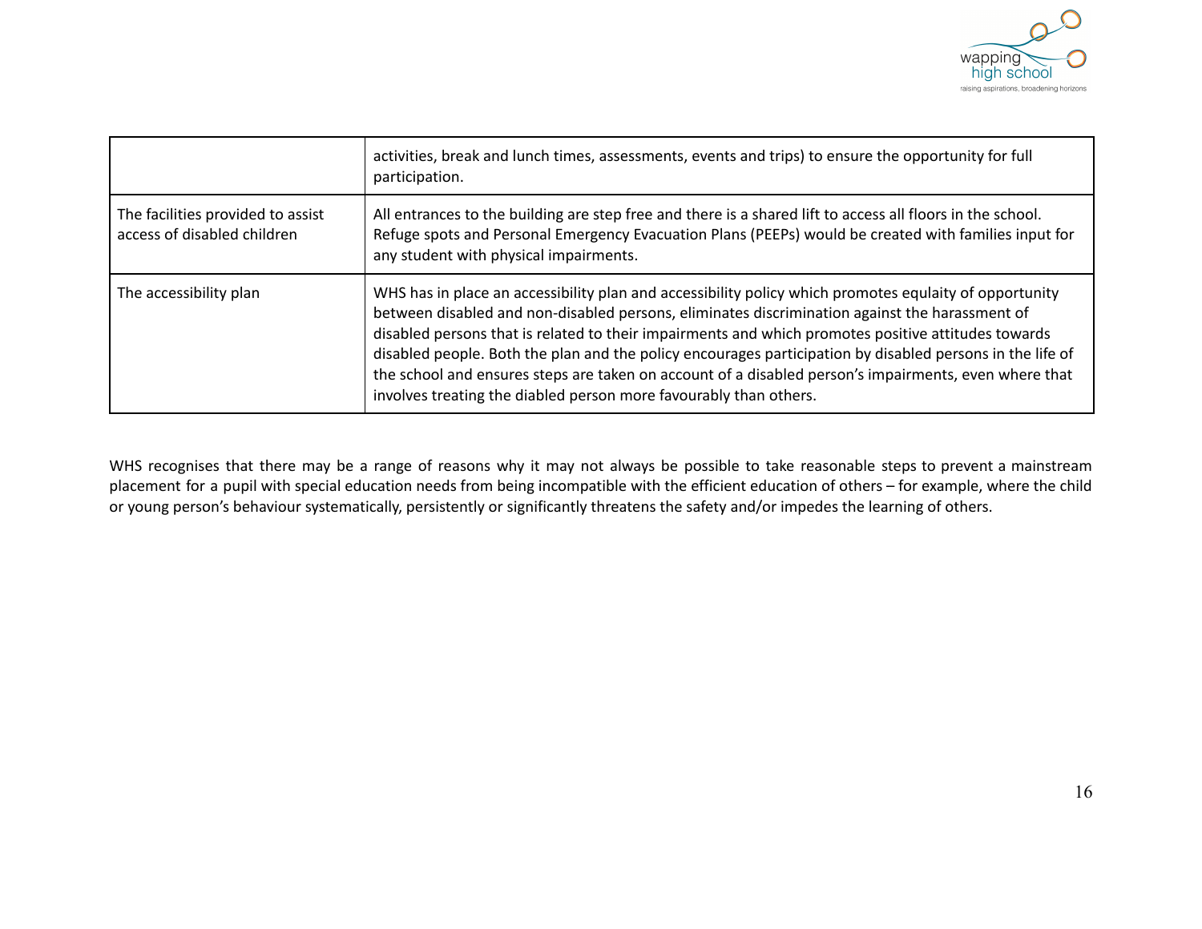| | |
|---|---|
| | activities, break and lunch times, assessments, events and trips) to ensure the opportunity for full participation. |
| The facilities provided to assist access of disabled children | All entrances to the building are step free and there is a shared lift to access all floors in the school. Refuge spots and Personal Emergency Evacuation Plans (PEEPs) would be created with families input for any student with physical impairments. |
| The accessibility plan | WHS has in place an accessibility plan and accessibility policy which promotes equlaity of opportunity between disabled and non-disabled persons, eliminates discrimination against the harassment of disabled persons that is related to their impairments and which promotes positive attitudes towards disabled people. Both the plan and the policy encourages participation by disabled persons in the life of the school and ensures steps are taken on account of a disabled person's impairments, even where that involves treating the diabled person more favourably than others. |

WHS recognises that there may be a range of reasons why it may not always be possible to take reasonable steps to prevent a mainstream placement for a pupil with special education needs from being incompatible with the efficient education of others – for example, where the child or young person's behaviour systematically, persistently or significantly threatens the safety and/or impedes the learning of others.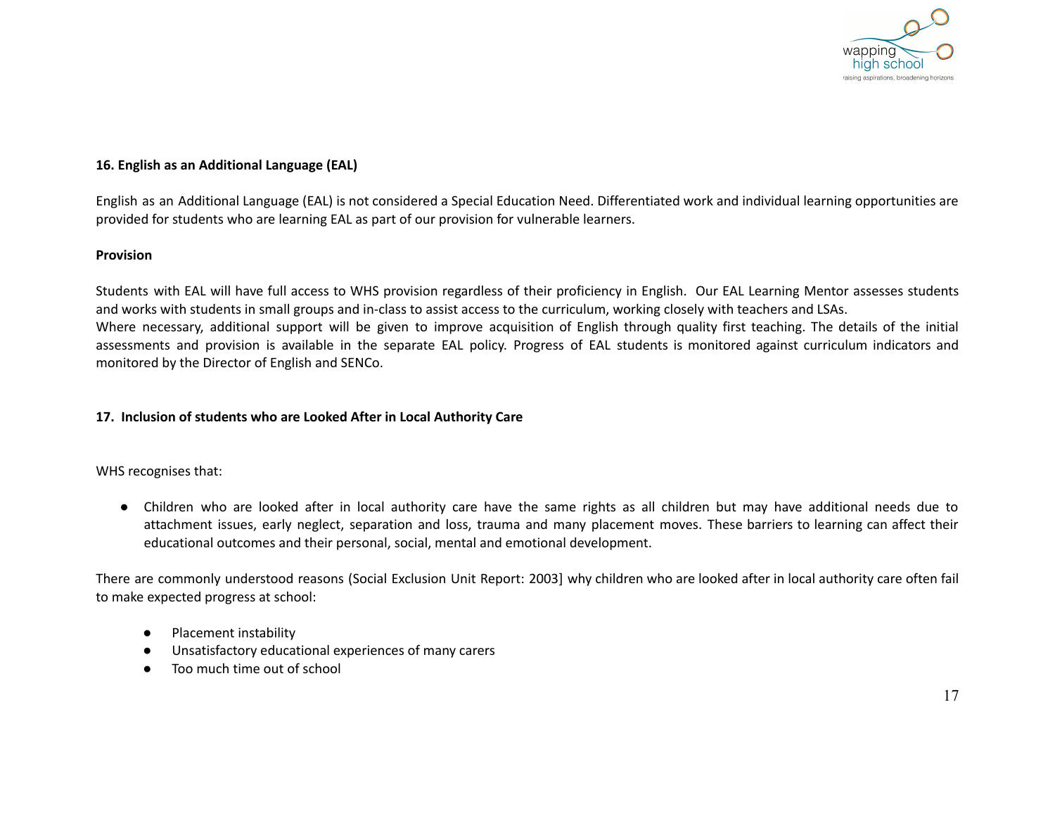**16. English as an Additional Language (EAL)**

English as an Additional Language (EAL) is not considered a Special Education Need. Differentiated work and individual learning opportunities are provided for students who are learning EAL as part of our provision for vulnerable learners.

**Provision**

Students with EAL will have full access to WHS provision regardless of their proficiency in English. Our EAL Learning Mentor assesses students and works with students in small groups and in-class to assist access to the curriculum, working closely with teachers and LSAs.
Where necessary, additional support will be given to improve acquisition of English through quality first teaching. The details of the initial assessments and provision is available in the separate EAL policy. Progress of EAL students is monitored against curriculum indicators and monitored by the Director of English and SENCo.

**17. Inclusion of students who are Looked After in Local Authority Care**

WHS recognises that:

- Children who are looked after in local authority care have the same rights as all children but may have additional needs due to attachment issues, early neglect, separation and loss, trauma and many placement moves. These barriers to learning can affect their educational outcomes and their personal, social, mental and emotional development.

There are commonly understood reasons (Social Exclusion Unit Report: 2003] why children who are looked after in local authority care often fail to make expected progress at school:

- Placement instability
- Unsatisfactory educational experiences of many carers
- Too much time out of school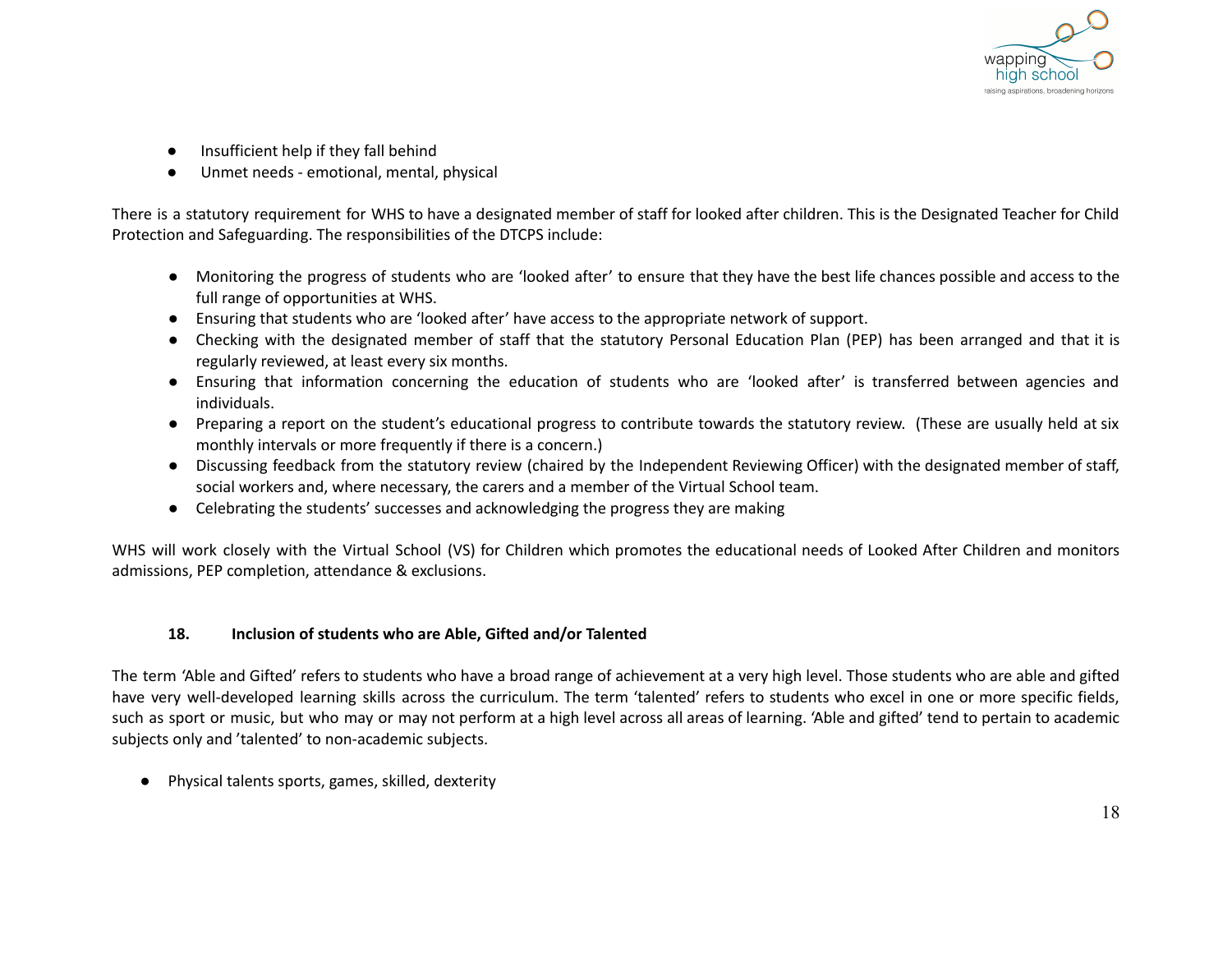- Insufficient help if they fall behind
- Unmet needs - emotional, mental, physical

There is a statutory requirement for WHS to have a designated member of staff for looked after children. This is the Designated Teacher for Child Protection and Safeguarding. The responsibilities of the DTCPS include:

- Monitoring the progress of students who are 'looked after' to ensure that they have the best life chances possible and access to the full range of opportunities at WHS.
- Ensuring that students who are 'looked after' have access to the appropriate network of support.
- Checking with the designated member of staff that the statutory Personal Education Plan (PEP) has been arranged and that it is regularly reviewed, at least every six months.
- Ensuring that information concerning the education of students who are 'looked after' is transferred between agencies and individuals.
- Preparing a report on the student's educational progress to contribute towards the statutory review. (These are usually held at six monthly intervals or more frequently if there is a concern.)
- Discussing feedback from the statutory review (chaired by the Independent Reviewing Officer) with the designated member of staff, social workers and, where necessary, the carers and a member of the Virtual School team.
- Celebrating the students' successes and acknowledging the progress they are making

WHS will work closely with the Virtual School (VS) for Children which promotes the educational needs of Looked After Children and monitors admissions, PEP completion, attendance & exclusions.

## 18. Inclusion of students who are Able, Gifted and/or Talented

The term 'Able and Gifted' refers to students who have a broad range of achievement at a very high level. Those students who are able and gifted have very well-developed learning skills across the curriculum. The term 'talented' refers to students who excel in one or more specific fields, such as sport or music, but who may or may not perform at a high level across all areas of learning. 'Able and gifted' tend to pertain to academic subjects only and 'talented' to non-academic subjects.

- Physical talents sports, games, skilled, dexterity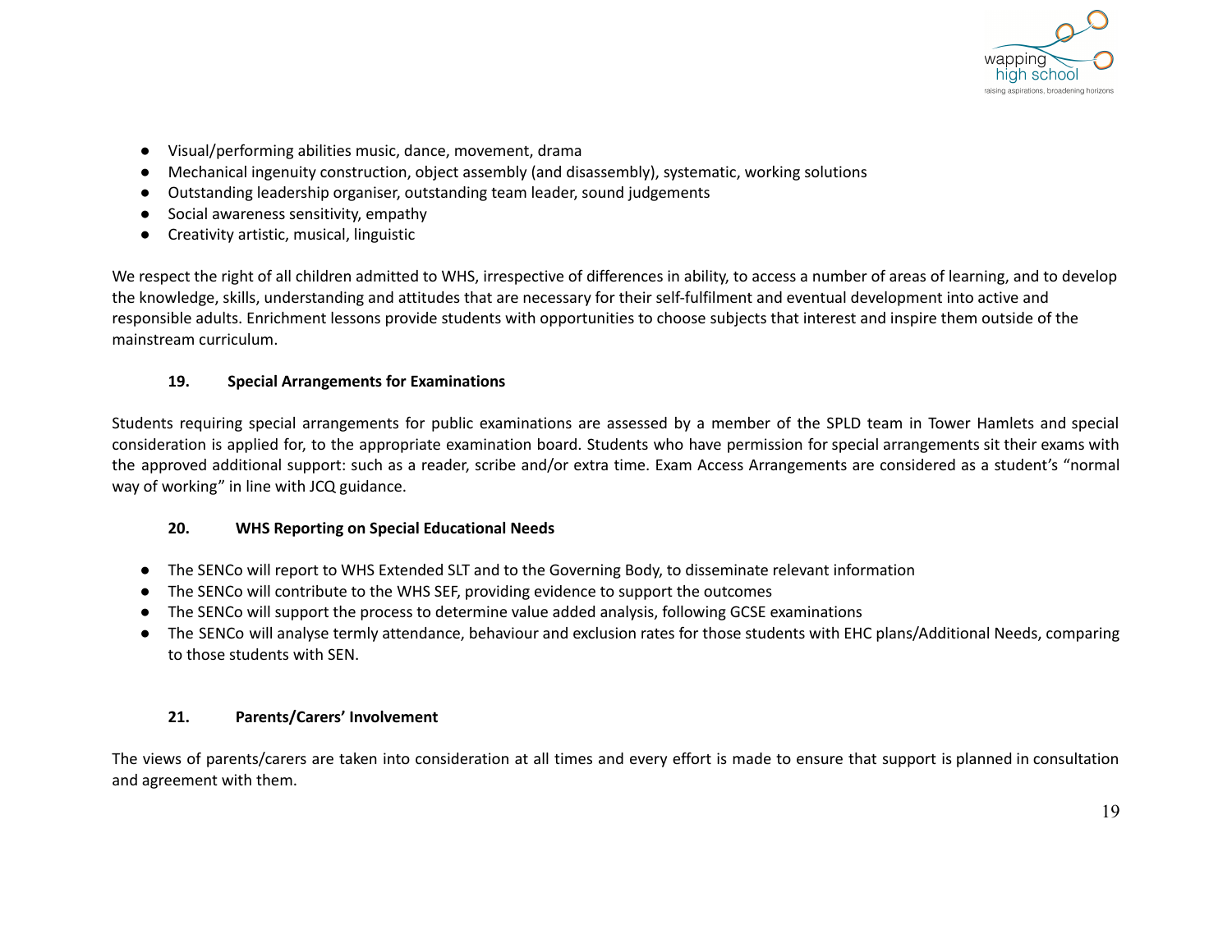- Visual/performing abilities music, dance, movement, drama
- Mechanical ingenuity construction, object assembly (and disassembly), systematic, working solutions
- Outstanding leadership organiser, outstanding team leader, sound judgements
- Social awareness sensitivity, empathy
- Creativity artistic, musical, linguistic

We respect the right of all children admitted to WHS, irrespective of differences in ability, to access a number of areas of learning, and to develop the knowledge, skills, understanding and attitudes that are necessary for their self-fulfilment and eventual development into active and responsible adults. Enrichment lessons provide students with opportunities to choose subjects that interest and inspire them outside of the mainstream curriculum.

### 19. Special Arrangements for Examinations

Students requiring special arrangements for public examinations are assessed by a member of the SPLD team in Tower Hamlets and special consideration is applied for, to the appropriate examination board. Students who have permission for special arrangements sit their exams with the approved additional support: such as a reader, scribe and/or extra time. Exam Access Arrangements are considered as a student's "normal way of working" in line with JCQ guidance.

### 20. WHS Reporting on Special Educational Needs

- The SENCo will report to WHS Extended SLT and to the Governing Body, to disseminate relevant information
- The SENCo will contribute to the WHS SEF, providing evidence to support the outcomes
- The SENCo will support the process to determine value added analysis, following GCSE examinations
- The SENCo will analyse termly attendance, behaviour and exclusion rates for those students with EHC plans/Additional Needs, comparing to those students with SEN.

### 21. Parents/Carers' Involvement

The views of parents/carers are taken into consideration at all times and every effort is made to ensure that support is planned in consultation and agreement with them.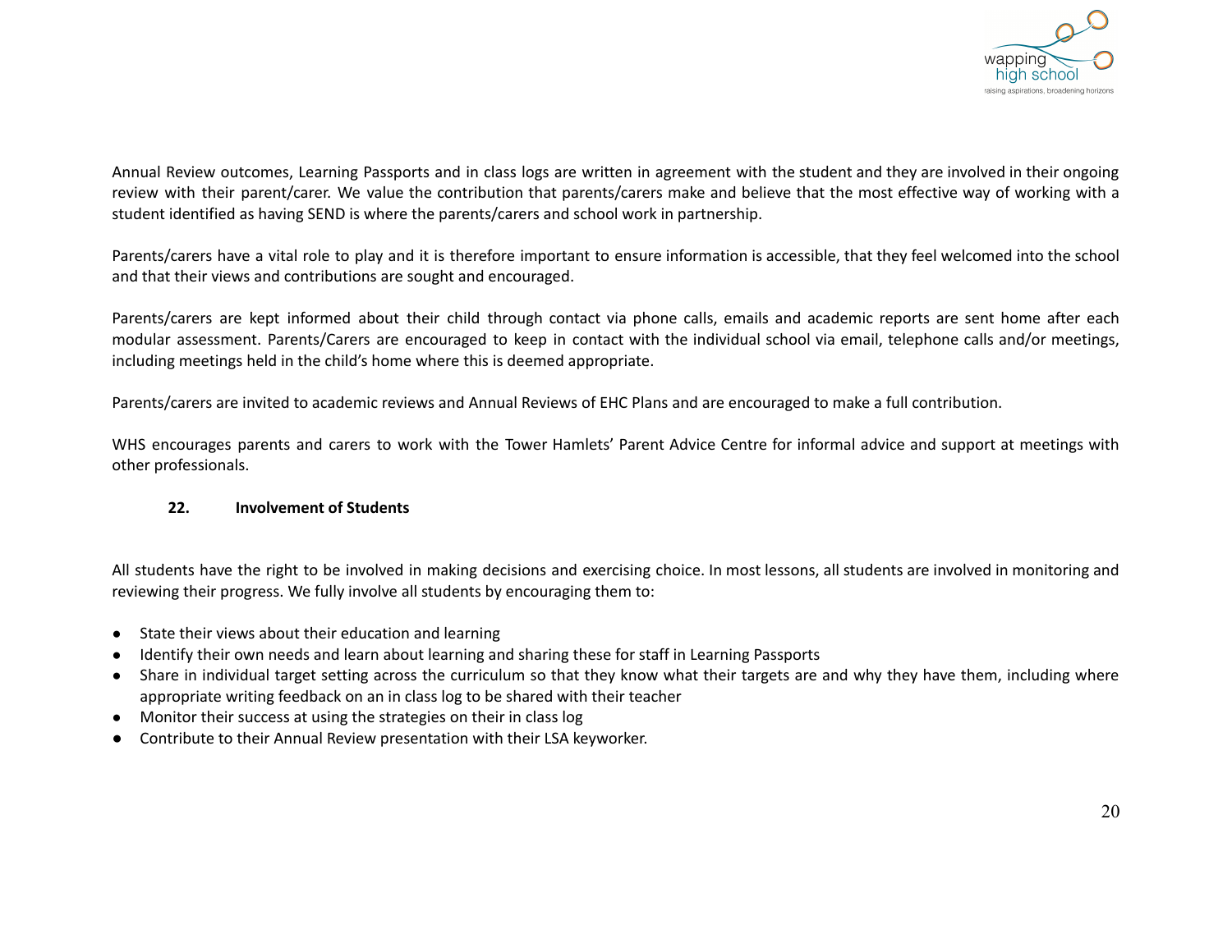Annual Review outcomes, Learning Passports and in class logs are written in agreement with the student and they are involved in their ongoing review with their parent/carer. We value the contribution that parents/carers make and believe that the most effective way of working with a student identified as having SEND is where the parents/carers and school work in partnership.

Parents/carers have a vital role to play and it is therefore important to ensure information is accessible, that they feel welcomed into the school and that their views and contributions are sought and encouraged.

Parents/carers are kept informed about their child through contact via phone calls, emails and academic reports are sent home after each modular assessment. Parents/Carers are encouraged to keep in contact with the individual school via email, telephone calls and/or meetings, including meetings held in the child's home where this is deemed appropriate.

Parents/carers are invited to academic reviews and Annual Reviews of EHC Plans and are encouraged to make a full contribution.

WHS encourages parents and carers to work with the Tower Hamlets' Parent Advice Centre for informal advice and support at meetings with other professionals.

## 22. Involvement of Students

All students have the right to be involved in making decisions and exercising choice. In most lessons, all students are involved in monitoring and reviewing their progress. We fully involve all students by encouraging them to:

- State their views about their education and learning
- Identify their own needs and learn about learning and sharing these for staff in Learning Passports
- Share in individual target setting across the curriculum so that they know what their targets are and why they have them, including where appropriate writing feedback on an in class log to be shared with their teacher
- Monitor their success at using the strategies on their in class log
- Contribute to their Annual Review presentation with their LSA keyworker.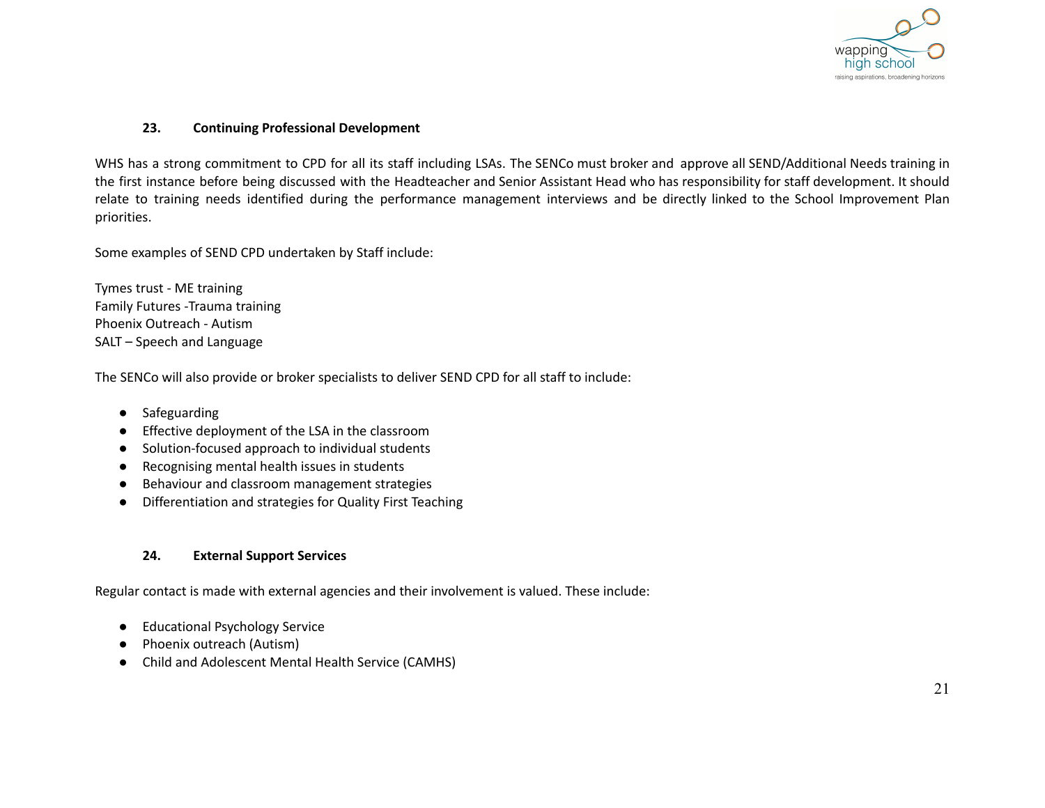### 23. Continuing Professional Development

WHS has a strong commitment to CPD for all its staff including LSAs. The SENCo must broker and approve all SEND/Additional Needs training in the first instance before being discussed with the Headteacher and Senior Assistant Head who has responsibility for staff development. It should relate to training needs identified during the performance management interviews and be directly linked to the School Improvement Plan priorities.

Some examples of SEND CPD undertaken by Staff include:

Tymes trust - ME training
Family Futures -Trauma training
Phoenix Outreach - Autism
SALT – Speech and Language

The SENCo will also provide or broker specialists to deliver SEND CPD for all staff to include:

- Safeguarding
- Effective deployment of the LSA in the classroom
- Solution-focused approach to individual students
- Recognising mental health issues in students
- Behaviour and classroom management strategies
- Differentiation and strategies for Quality First Teaching

### 24. External Support Services

Regular contact is made with external agencies and their involvement is valued. These include:

- Educational Psychology Service
- Phoenix outreach (Autism)
- Child and Adolescent Mental Health Service (CAMHS)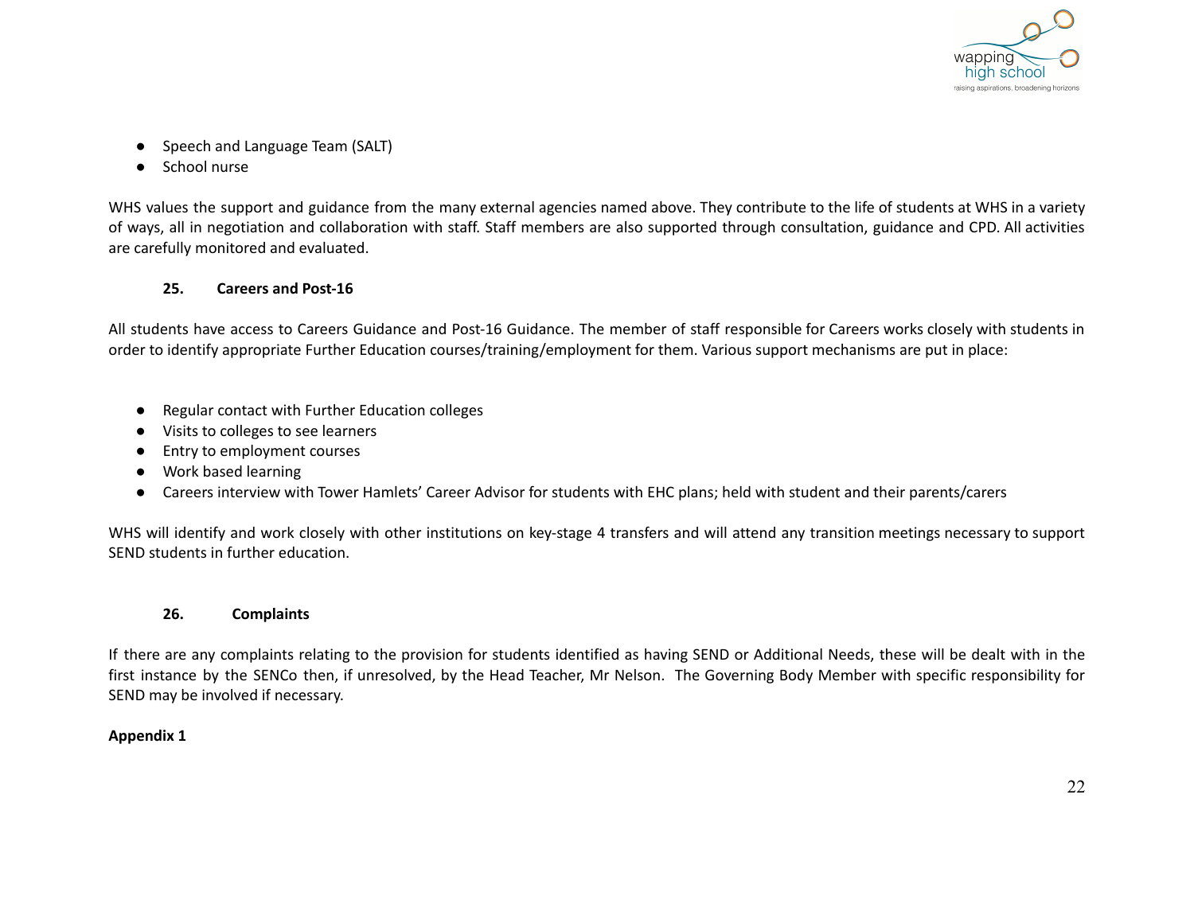- Speech and Language Team (SALT)
- School nurse

WHS values the support and guidance from the many external agencies named above. They contribute to the life of students at WHS in a variety of ways, all in negotiation and collaboration with staff. Staff members are also supported through consultation, guidance and CPD. All activities are carefully monitored and evaluated.

### 25. Careers and Post-16

All students have access to Careers Guidance and Post-16 Guidance. The member of staff responsible for Careers works closely with students in order to identify appropriate Further Education courses/training/employment for them. Various support mechanisms are put in place:

- Regular contact with Further Education colleges
- Visits to colleges to see learners
- Entry to employment courses
- Work based learning
- Careers interview with Tower Hamlets' Career Advisor for students with EHC plans; held with student and their parents/carers

WHS will identify and work closely with other institutions on key-stage 4 transfers and will attend any transition meetings necessary to support SEND students in further education.

### 26. Complaints

If there are any complaints relating to the provision for students identified as having SEND or Additional Needs, these will be dealt with in the first instance by the SENCo then, if unresolved, by the Head Teacher, Mr Nelson. The Governing Body Member with specific responsibility for SEND may be involved if necessary.

**Appendix 1**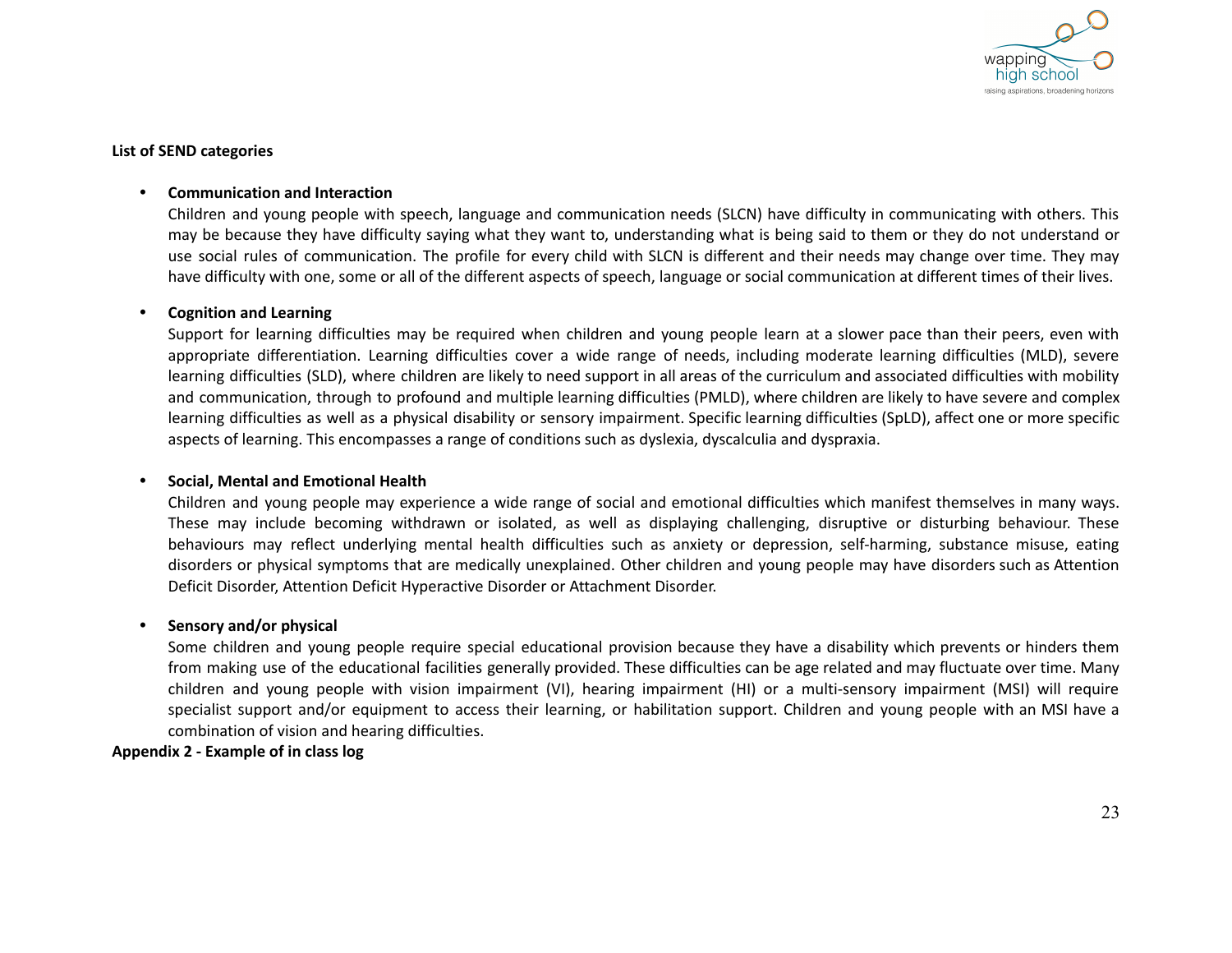**List of SEND categories**

- **Communication and Interaction**
  Children and young people with speech, language and communication needs (SLCN) have difficulty in communicating with others. This may be because they have difficulty saying what they want to, understanding what is being said to them or they do not understand or use social rules of communication. The profile for every child with SLCN is different and their needs may change over time. They may have difficulty with one, some or all of the different aspects of speech, language or social communication at different times of their lives.

- **Cognition and Learning**
  Support for learning difficulties may be required when children and young people learn at a slower pace than their peers, even with appropriate differentiation. Learning difficulties cover a wide range of needs, including moderate learning difficulties (MLD), severe learning difficulties (SLD), where children are likely to need support in all areas of the curriculum and associated difficulties with mobility and communication, through to profound and multiple learning difficulties (PMLD), where children are likely to have severe and complex learning difficulties as well as a physical disability or sensory impairment. Specific learning difficulties (SpLD), affect one or more specific aspects of learning. This encompasses a range of conditions such as dyslexia, dyscalculia and dyspraxia.

- **Social, Mental and Emotional Health**
  Children and young people may experience a wide range of social and emotional difficulties which manifest themselves in many ways. These may include becoming withdrawn or isolated, as well as displaying challenging, disruptive or disturbing behaviour. These behaviours may reflect underlying mental health difficulties such as anxiety or depression, self-harming, substance misuse, eating disorders or physical symptoms that are medically unexplained. Other children and young people may have disorders such as Attention Deficit Disorder, Attention Deficit Hyperactive Disorder or Attachment Disorder.

- **Sensory and/or physical**
  Some children and young people require special educational provision because they have a disability which prevents or hinders them from making use of the educational facilities generally provided. These difficulties can be age related and may fluctuate over time. Many children and young people with vision impairment (VI), hearing impairment (HI) or a multi-sensory impairment (MSI) will require specialist support and/or equipment to access their learning, or habilitation support. Children and young people with an MSI have a combination of vision and hearing difficulties.

**Appendix 2 - Example of in class log**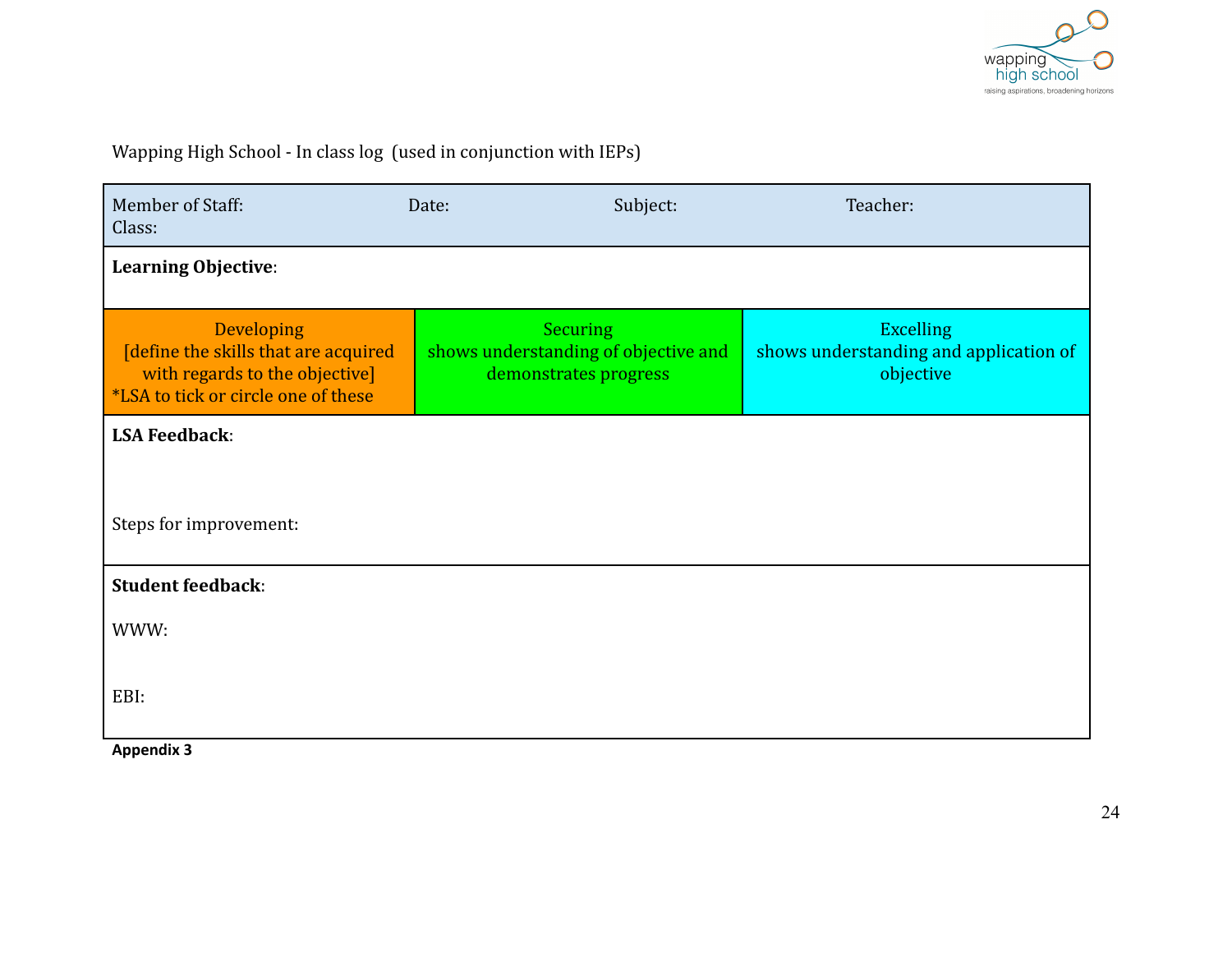Wapping High School - In class log (used in conjunction with IEPs)

| Member of Staff: Class: | Date: | Subject: | Teacher: |
|---|---|---|---|
| **Learning Objective**: | | | |
| Developing [define the skills that are acquired with regards to the objective] *LSA to tick or circle one of these | Securing shows understanding of objective and demonstrates progress | Excelling shows understanding and application of objective | |
| **LSA Feedback**:<br><br>Steps for improvement: | | | |
| **Student feedback**:<br><br>WWW:<br><br>EBI: | | | |

**Appendix 3**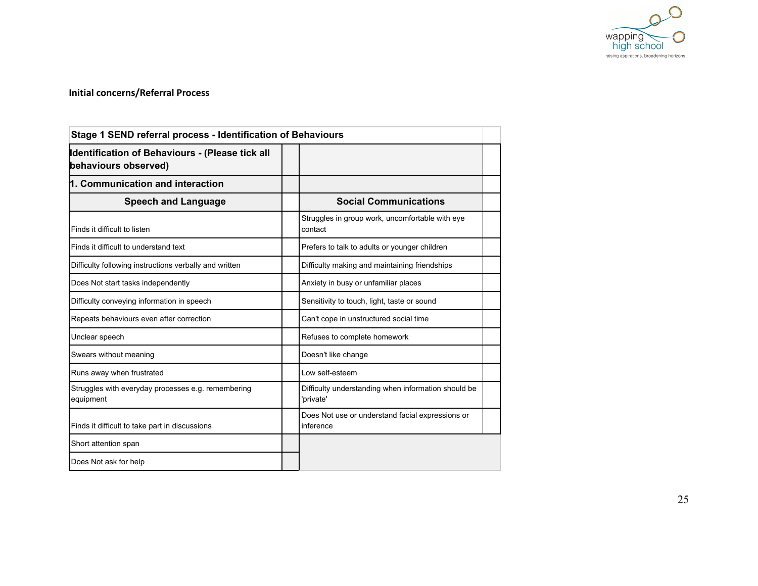**Initial concerns/Referral Process**

| Stage 1 SEND referral process - Identification of Behaviours | | | |
|---|---|---|---|
| **Identification of Behaviours - (Please tick all behaviours observed)** | | | |
| **1. Communication and interaction** | | | |
| **Speech and Language** | | **Social Communications** | |
| Finds it difficult to listen | | Struggles in group work, uncomfortable with eye contact | |
| Finds it difficult to understand text | | Prefers to talk to adults or younger children | |
| Difficulty following instructions verbally and written | | Difficulty making and maintaining friendships | |
| Does Not start tasks independently | | Anxiety in busy or unfamiliar places | |
| Difficulty conveying information in speech | | Sensitivity to touch, light, taste or sound | |
| Repeats behaviours even after correction | | Can't cope in unstructured social time | |
| Unclear speech | | Refuses to complete homework | |
| Swears without meaning | | Doesn't like change | |
| Runs away when frustrated | | Low self-esteem | |
| Struggles with everyday processes e.g. remembering equipment | | Difficulty understanding when information should be 'private' | |
| Finds it difficult to take part in discussions | | Does Not use or understand facial expressions or inference | |
| Short attention span | | | |
| Does Not ask for help | | | |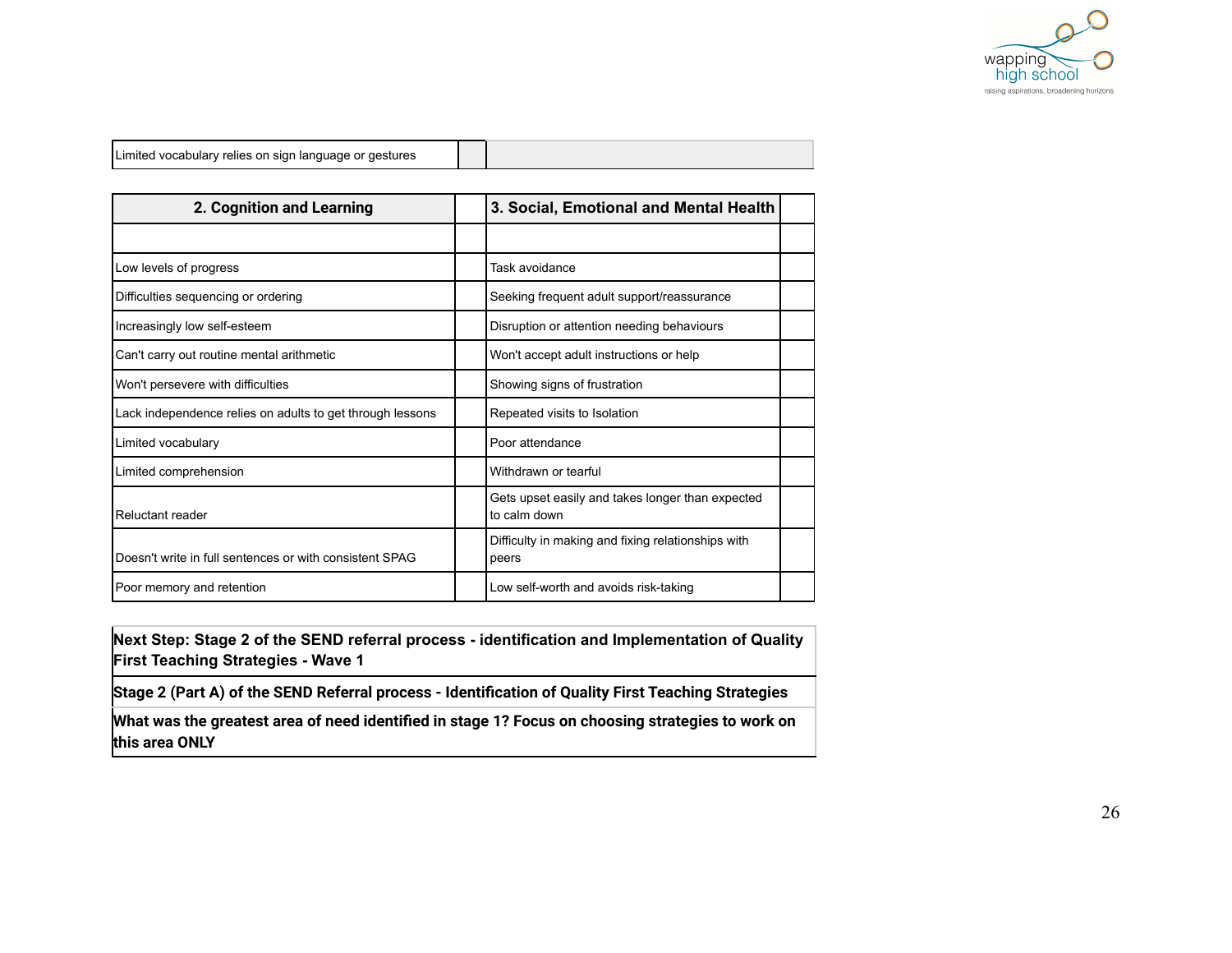| | | |
|---|---|---|
| Limited vocabulary relies on sign language or gestures | | |

| 2. Cognition and Learning | | 3. Social, Emotional and Mental Health | |
|---|---|---|---|
| | | | |
| Low levels of progress | | Task avoidance | |
| Difficulties sequencing or ordering | | Seeking frequent adult support/reassurance | |
| Increasingly low self-esteem | | Disruption or attention needing behaviours | |
| Can't carry out routine mental arithmetic | | Won't accept adult instructions or help | |
| Won't persevere with difficulties | | Showing signs of frustration | |
| Lack independence relies on adults to get through lessons | | Repeated visits to Isolation | |
| Limited vocabulary | | Poor attendance | |
| Limited comprehension | | Withdrawn or tearful | |
| Reluctant reader | | Gets upset easily and takes longer than expected to calm down | |
| Doesn't write in full sentences or with consistent SPAG | | Difficulty in making and fixing relationships with peers | |
| Poor memory and retention | | Low self-worth and avoids risk-taking | |

**Next Step: Stage 2 of the SEND referral process - identification and Implementation of Quality First Teaching Strategies - Wave 1**

**Stage 2 (Part A) of the SEND Referral process - Identification of Quality First Teaching Strategies**

**What was the greatest area of need identified in stage 1? Focus on choosing strategies to work on this area ONLY**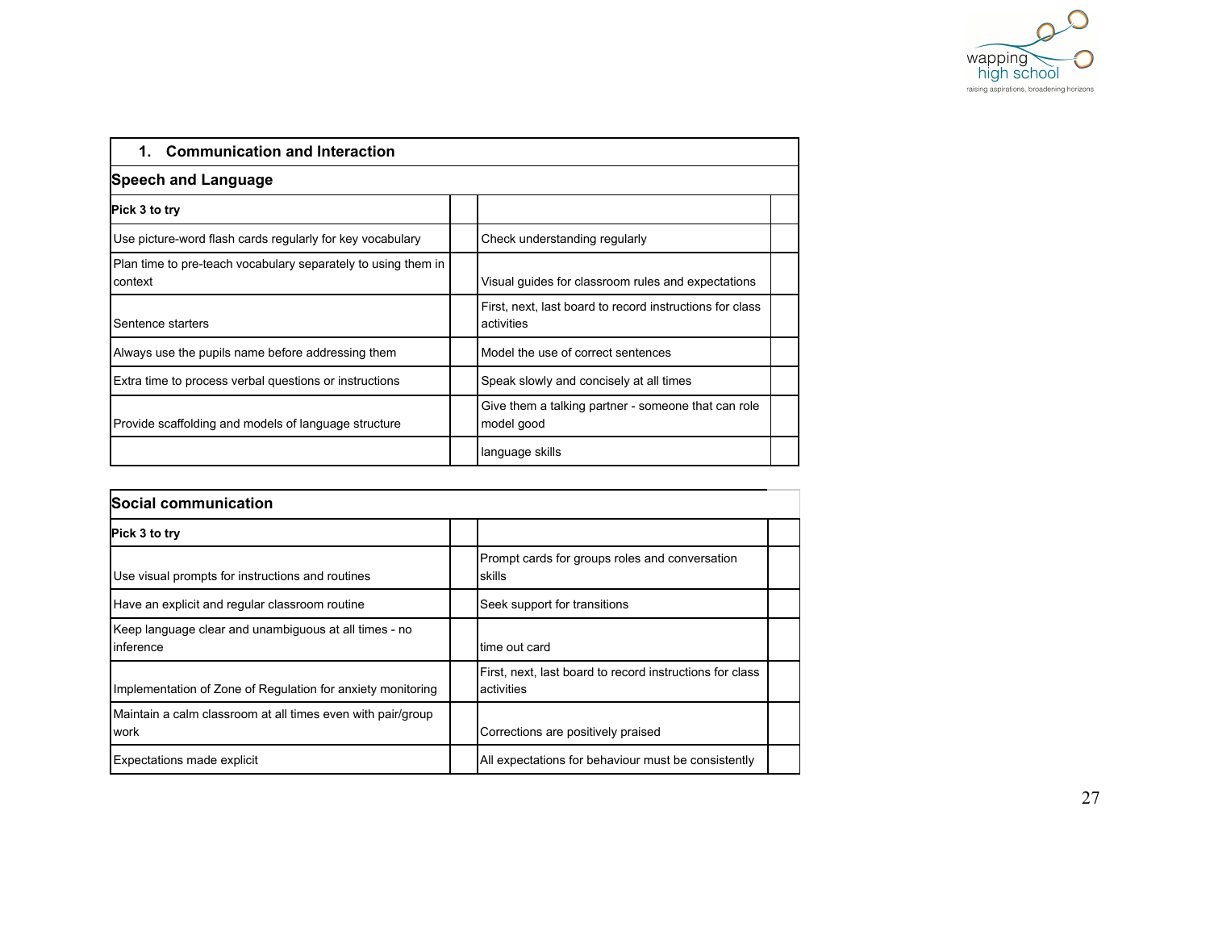## 1. Communication and Interaction

### Speech and Language

| Pick 3 to try | | | |
|---|---|---|---|
| Use picture-word flash cards regularly for key vocabulary | | Check understanding regularly | |
| Plan time to pre-teach vocabulary separately to using them in context | | Visual guides for classroom rules and expectations | |
| Sentence starters | | First, next, last board to record instructions for class activities | |
| Always use the pupils name before addressing them | | Model the use of correct sentences | |
| Extra time to process verbal questions or instructions | | Speak slowly and concisely at all times | |
| Provide scaffolding and models of language structure | | Give them a talking partner - someone that can role model good | |
| | | language skills | |

### Social communication

| Pick 3 to try | | | |
|---|---|---|---|
| Use visual prompts for instructions and routines | | Prompt cards for groups roles and conversation skills | |
| Have an explicit and regular classroom routine | | Seek support for transitions | |
| Keep language clear and unambiguous at all times - no inference | | time out card | |
| Implementation of Zone of Regulation for anxiety monitoring | | First, next, last board to record instructions for class activities | |
| Maintain a calm classroom at all times even with pair/group work | | Corrections are positively praised | |
| Expectations made explicit | | All expectations for behaviour must be consistently | |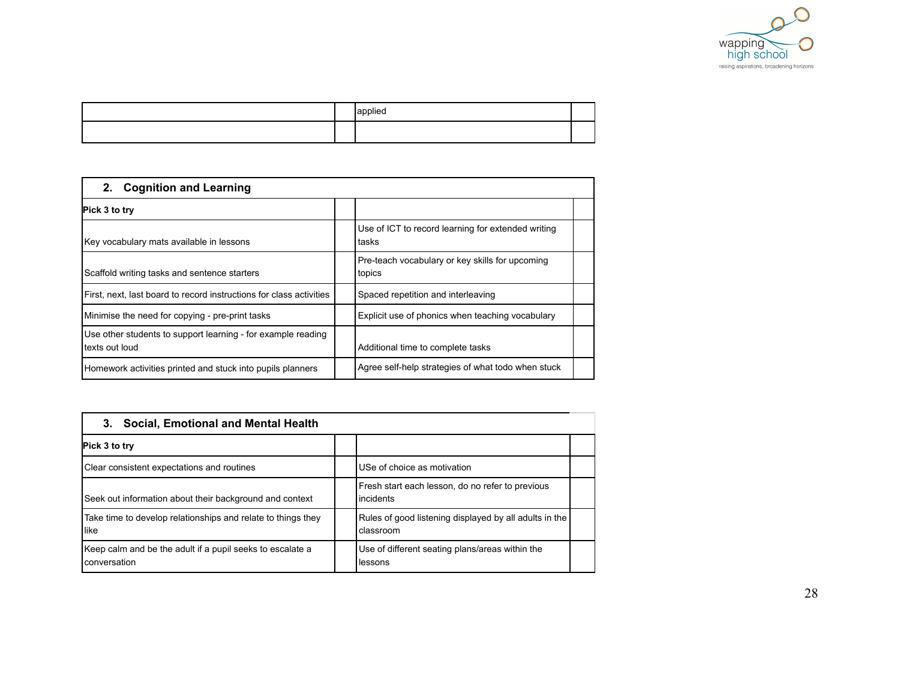|  |  | applied |  |
|---|---|---|---|
|  |  |  |  |

| 2. Cognition and Learning | | | |
|---|---|---|---|
| **Pick 3 to try** |  |  |  |
| Key vocabulary mats available in lessons |  | Use of ICT to record learning for extended writing tasks |  |
| Scaffold writing tasks and sentence starters |  | Pre-teach vocabulary or key skills for upcoming topics |  |
| First, next, last board to record instructions for class activities |  | Spaced repetition and interleaving |  |
| Minimise the need for copying - pre-print tasks |  | Explicit use of phonics when teaching vocabulary |  |
| Use other students to support learning - for example reading texts out loud |  | Additional time to complete tasks |  |
| Homework activities printed and stuck into pupils planners |  | Agree self-help strategies of what todo when stuck |  |

| 3. Social, Emotional and Mental Health | | | |
|---|---|---|---|
| **Pick 3 to try** |  |  |  |
| Clear consistent expectations and routines |  | USe of choice as motivation |  |
| Seek out information about their background and context |  | Fresh start each lesson, do no refer to previous incidents |  |
| Take time to develop relationships and relate to things they like |  | Rules of good listening displayed by all adults in the classroom |  |
| Keep calm and be the adult if a pupil seeks to escalate a conversation |  | Use of different seating plans/areas within the lessons |  |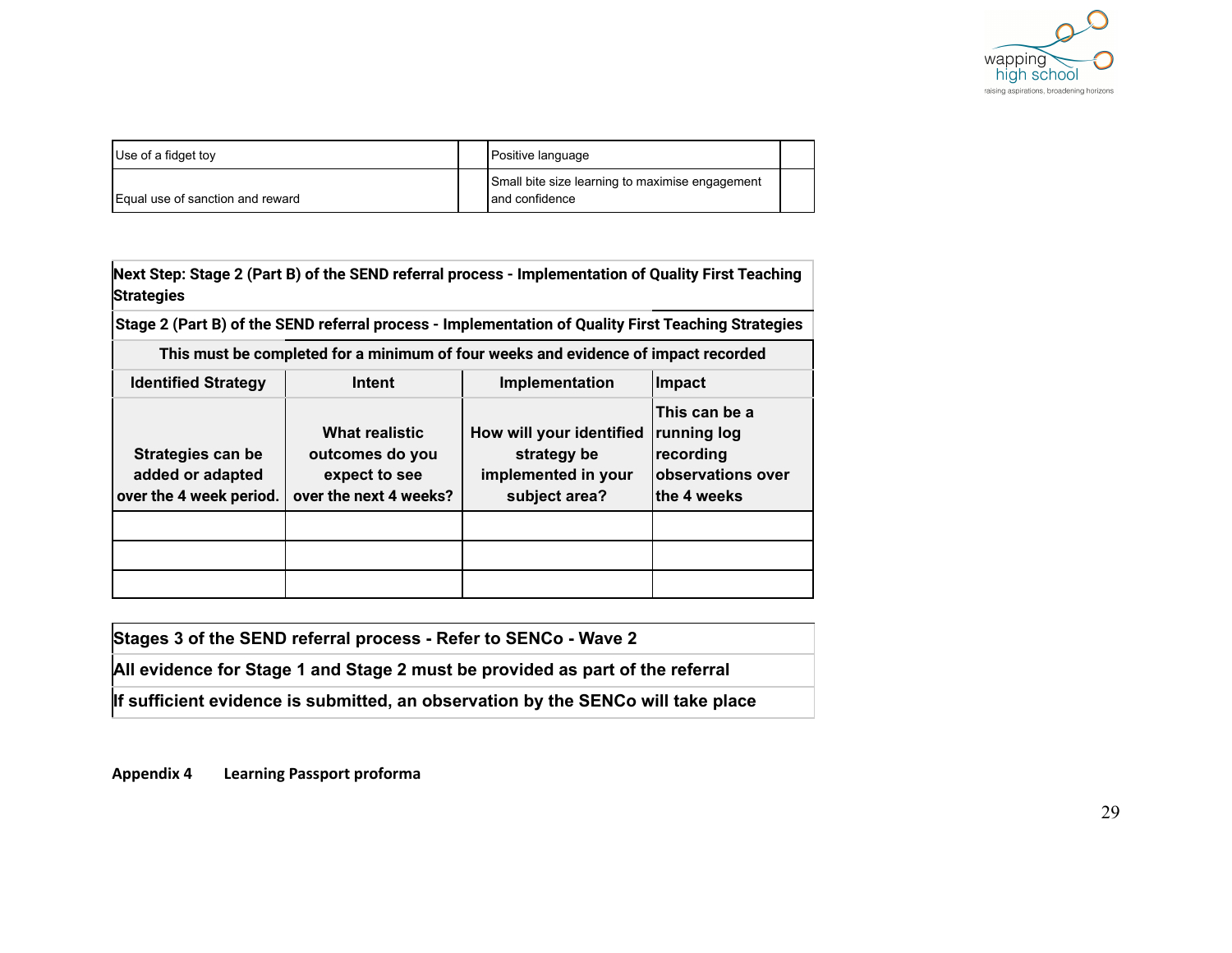| Use of a fidget toy | | Positive language | |
|---|---|---|---|
| Equal use of sanction and reward | | Small bite size learning to maximise engagement and confidence | |

| **Next Step: Stage 2 (Part B) of the SEND referral process - Implementation of Quality First Teaching Strategies** | | | |
|---|---|---|---|
| **Stage 2 (Part B) of the SEND referral process - Implementation of Quality First Teaching Strategies** | | | |
| **This must be completed for a minimum of four weeks and evidence of impact recorded** | | | |
| **Identified Strategy** | **Intent** | **Implementation** | **Impact** |
| **Strategies can be added or adapted over the 4 week period.** | **What realistic outcomes do you expect to see over the next 4 weeks?** | **How will your identified strategy be implemented in your subject area?** | **This can be a running log recording observations over the 4 weeks** |
| | | | |
| | | | |
| | | | |

| **Stages 3 of the SEND referral process - Refer to SENCo - Wave 2** |
|---|
| **All evidence for Stage 1 and Stage 2 must be provided as part of the referral** |
| **If sufficient evidence is submitted, an observation by the SENCo will take place** |

**Appendix 4 Learning Passport proforma**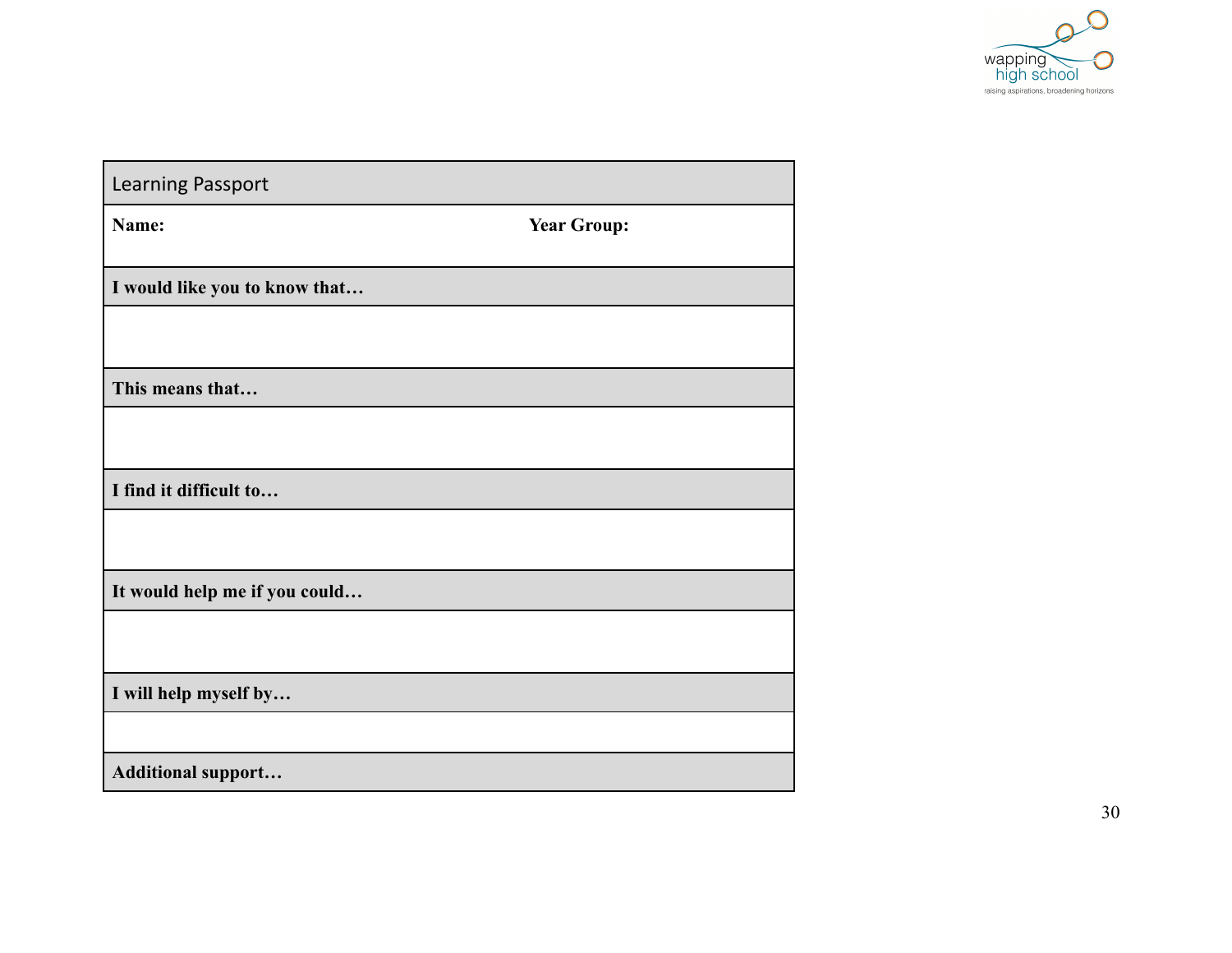| Learning Passport | |
|---|---|
| **Name:** | **Year Group:** |
| **I would like you to know that…** | |
| | |
| **This means that…** | |
| | |
| **I find it difficult to…** | |
| | |
| **It would help me if you could…** | |
| | |
| **I will help myself by…** | |
| | |
| **Additional support…** | |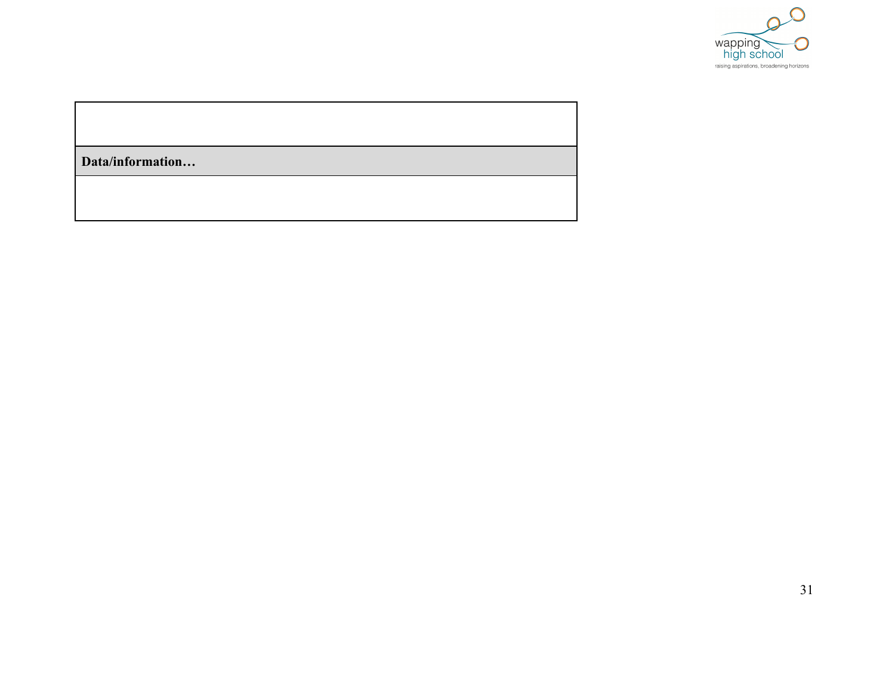| |
|---|
| |
| **Data/information…** |
| |